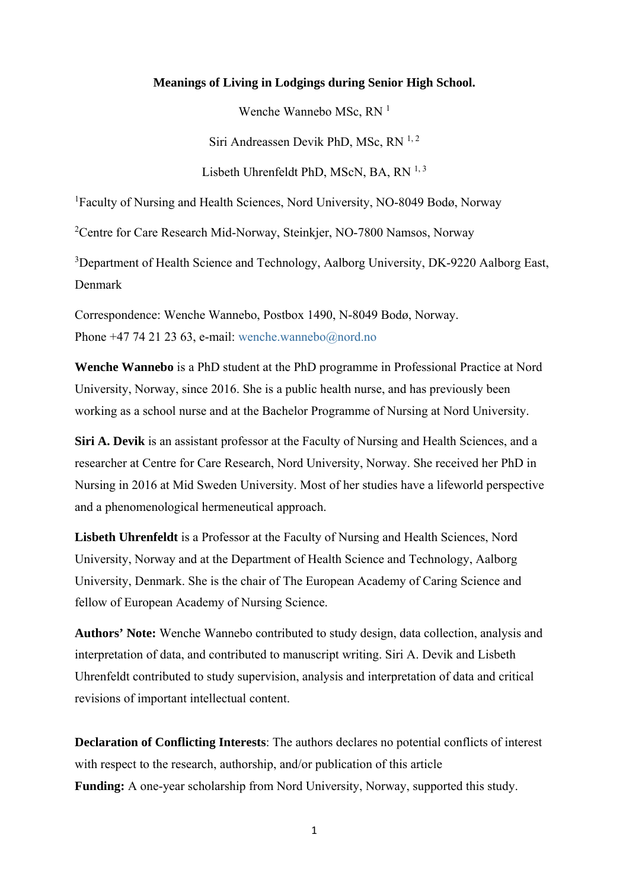# Meanings of Living in Lodgings during Senior High School.

Wenche Wannebo MSc, RN [1]

Siri Andreassen Devik PhD, MSc, RN [1, 2]

Lisbeth Uhrenfeldt PhD, MScN, BA, RN [1, 3]

[1]Faculty of Nursing and Health Sciences, Nord University, NO-8049 Bodø, Norway

[2]Centre for Care Research Mid-Norway, Steinkjer, NO-7800 Namsos, Norway

[3]Department of Health Science and Technology, Aalborg University, DK-9220 Aalborg East, Denmark

Correspondence: Wenche Wannebo, Postbox 1490, N-8049 Bodø, Norway.
Phone +47 74 21 23 63, e-mail: wenche.wannebo@nord.no

**Wenche Wannebo** is a PhD student at the PhD programme in Professional Practice at Nord University, Norway, since 2016. She is a public health nurse, and has previously been working as a school nurse and at the Bachelor Programme of Nursing at Nord University.

**Siri A. Devik** is an assistant professor at the Faculty of Nursing and Health Sciences, and a researcher at Centre for Care Research, Nord University, Norway. She received her PhD in Nursing in 2016 at Mid Sweden University. Most of her studies have a lifeworld perspective and a phenomenological hermeneutical approach.

**Lisbeth Uhrenfeldt** is a Professor at the Faculty of Nursing and Health Sciences, Nord University, Norway and at the Department of Health Science and Technology, Aalborg University, Denmark. She is the chair of The European Academy of Caring Science and fellow of European Academy of Nursing Science.

**Authors' Note:** Wenche Wannebo contributed to study design, data collection, analysis and interpretation of data, and contributed to manuscript writing. Siri A. Devik and Lisbeth Uhrenfeldt contributed to study supervision, analysis and interpretation of data and critical revisions of important intellectual content.

**Declaration of Conflicting Interests**: The authors declares no potential conflicts of interest with respect to the research, authorship, and/or publication of this article

**Funding:** A one-year scholarship from Nord University, Norway, supported this study.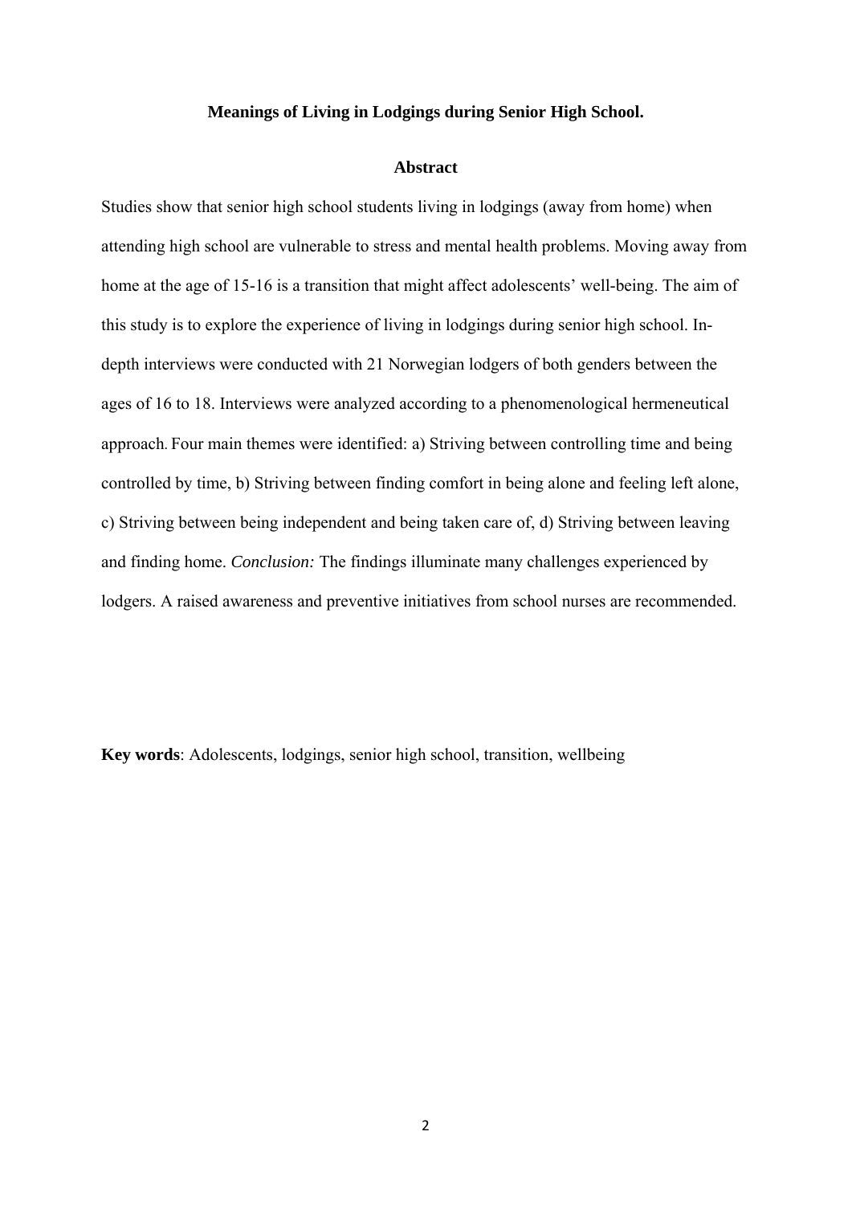**Meanings of Living in Lodgings during Senior High School.**

## Abstract

Studies show that senior high school students living in lodgings (away from home) when attending high school are vulnerable to stress and mental health problems. Moving away from home at the age of 15-16 is a transition that might affect adolescents' well-being. The aim of this study is to explore the experience of living in lodgings during senior high school. In-depth interviews were conducted with 21 Norwegian lodgers of both genders between the ages of 16 to 18. Interviews were analyzed according to a phenomenological hermeneutical approach. Four main themes were identified: a) Striving between controlling time and being controlled by time, b) Striving between finding comfort in being alone and feeling left alone, c) Striving between being independent and being taken care of, d) Striving between leaving and finding home. *Conclusion:* The findings illuminate many challenges experienced by lodgers. A raised awareness and preventive initiatives from school nurses are recommended.

**Key words**: Adolescents, lodgings, senior high school, transition, wellbeing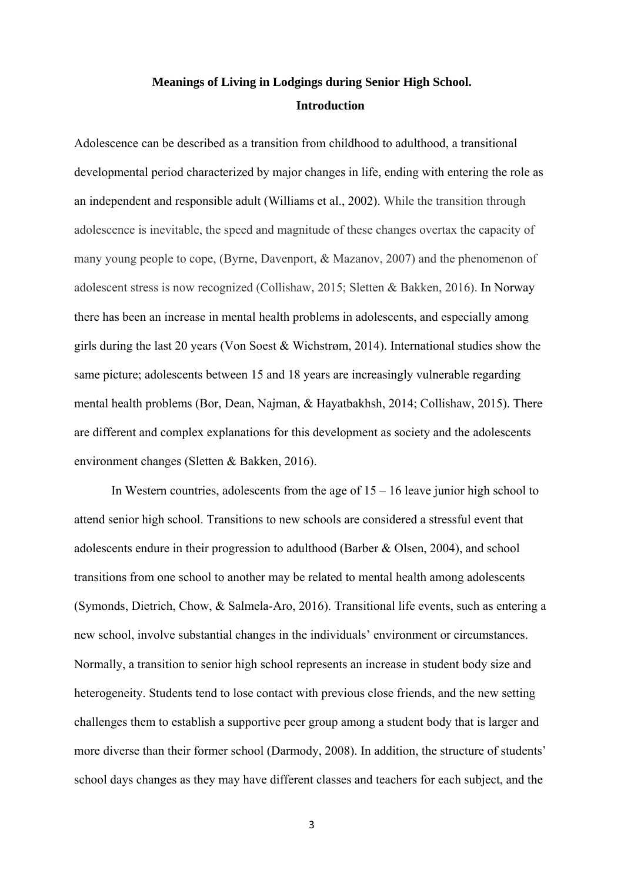# Meanings of Living in Lodgings during Senior High School.

## Introduction

Adolescence can be described as a transition from childhood to adulthood, a transitional developmental period characterized by major changes in life, ending with entering the role as an independent and responsible adult (Williams et al., 2002). While the transition through adolescence is inevitable, the speed and magnitude of these changes overtax the capacity of many young people to cope, (Byrne, Davenport, & Mazanov, 2007) and the phenomenon of adolescent stress is now recognized (Collishaw, 2015; Sletten & Bakken, 2016). In Norway there has been an increase in mental health problems in adolescents, and especially among girls during the last 20 years (Von Soest & Wichstrøm, 2014). International studies show the same picture; adolescents between 15 and 18 years are increasingly vulnerable regarding mental health problems (Bor, Dean, Najman, & Hayatbakhsh, 2014; Collishaw, 2015). There are different and complex explanations for this development as society and the adolescents environment changes (Sletten & Bakken, 2016).

In Western countries, adolescents from the age of 15 – 16 leave junior high school to attend senior high school. Transitions to new schools are considered a stressful event that adolescents endure in their progression to adulthood (Barber & Olsen, 2004), and school transitions from one school to another may be related to mental health among adolescents (Symonds, Dietrich, Chow, & Salmela-Aro, 2016). Transitional life events, such as entering a new school, involve substantial changes in the individuals' environment or circumstances. Normally, a transition to senior high school represents an increase in student body size and heterogeneity. Students tend to lose contact with previous close friends, and the new setting challenges them to establish a supportive peer group among a student body that is larger and more diverse than their former school (Darmody, 2008). In addition, the structure of students' school days changes as they may have different classes and teachers for each subject, and the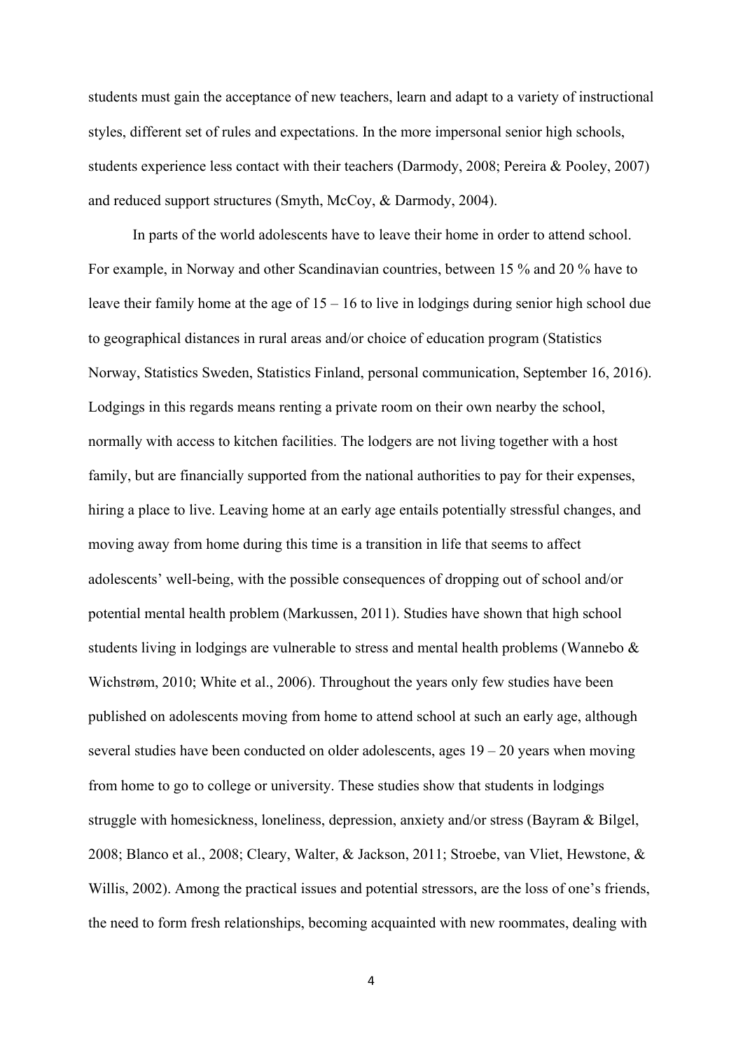students must gain the acceptance of new teachers, learn and adapt to a variety of instructional styles, different set of rules and expectations. In the more impersonal senior high schools, students experience less contact with their teachers (Darmody, 2008; Pereira & Pooley, 2007) and reduced support structures (Smyth, McCoy, & Darmody, 2004).

In parts of the world adolescents have to leave their home in order to attend school. For example, in Norway and other Scandinavian countries, between 15 % and 20 % have to leave their family home at the age of 15 – 16 to live in lodgings during senior high school due to geographical distances in rural areas and/or choice of education program (Statistics Norway, Statistics Sweden, Statistics Finland, personal communication, September 16, 2016). Lodgings in this regards means renting a private room on their own nearby the school, normally with access to kitchen facilities. The lodgers are not living together with a host family, but are financially supported from the national authorities to pay for their expenses, hiring a place to live. Leaving home at an early age entails potentially stressful changes, and moving away from home during this time is a transition in life that seems to affect adolescents' well-being, with the possible consequences of dropping out of school and/or potential mental health problem (Markussen, 2011). Studies have shown that high school students living in lodgings are vulnerable to stress and mental health problems (Wannebo & Wichstrøm, 2010; White et al., 2006). Throughout the years only few studies have been published on adolescents moving from home to attend school at such an early age, although several studies have been conducted on older adolescents, ages 19 – 20 years when moving from home to go to college or university. These studies show that students in lodgings struggle with homesickness, loneliness, depression, anxiety and/or stress (Bayram & Bilgel, 2008; Blanco et al., 2008; Cleary, Walter, & Jackson, 2011; Stroebe, van Vliet, Hewstone, & Willis, 2002). Among the practical issues and potential stressors, are the loss of one's friends, the need to form fresh relationships, becoming acquainted with new roommates, dealing with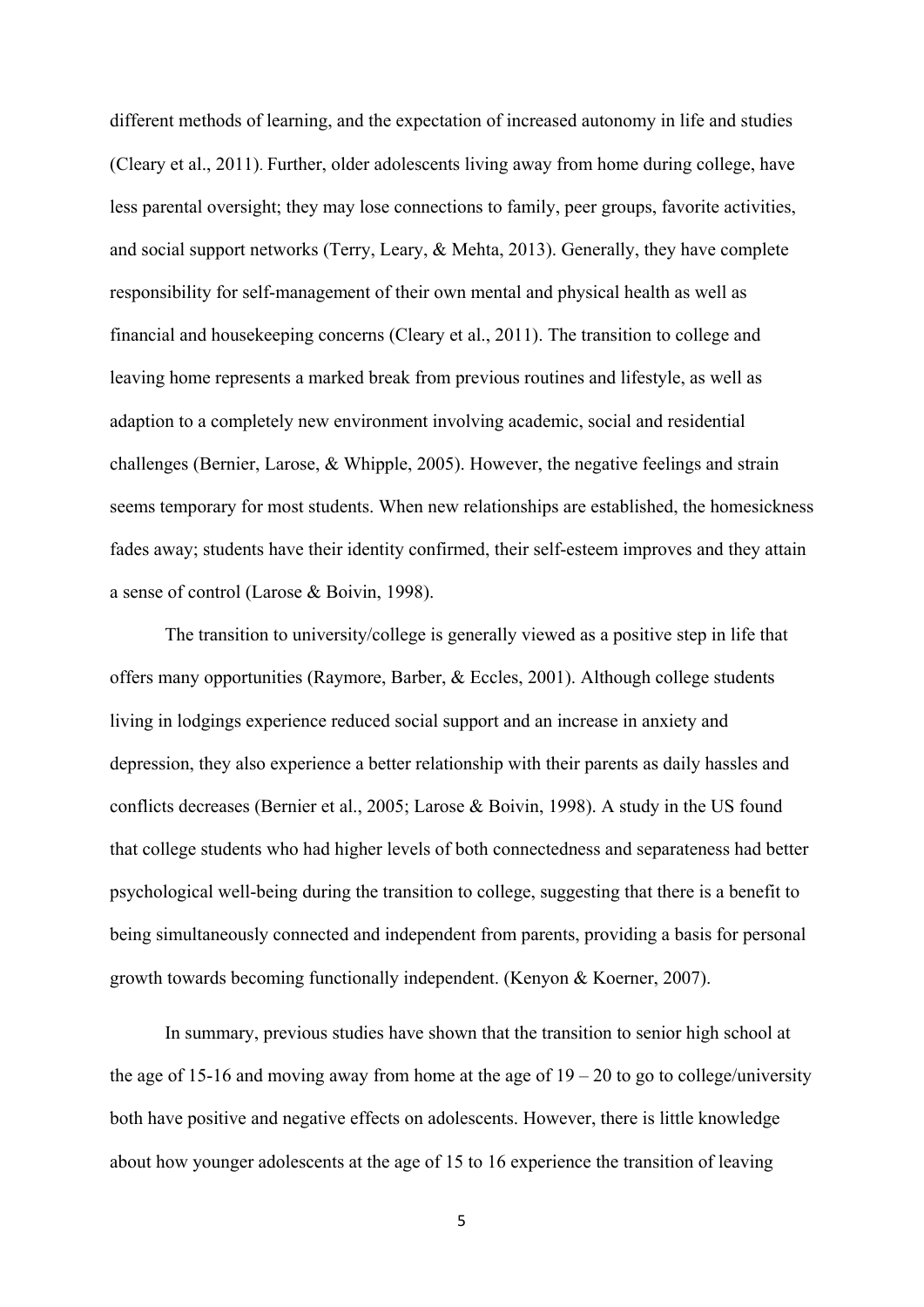different methods of learning, and the expectation of increased autonomy in life and studies (Cleary et al., 2011). Further, older adolescents living away from home during college, have less parental oversight; they may lose connections to family, peer groups, favorite activities, and social support networks (Terry, Leary, & Mehta, 2013). Generally, they have complete responsibility for self-management of their own mental and physical health as well as financial and housekeeping concerns (Cleary et al., 2011). The transition to college and leaving home represents a marked break from previous routines and lifestyle, as well as adaption to a completely new environment involving academic, social and residential challenges (Bernier, Larose, & Whipple, 2005). However, the negative feelings and strain seems temporary for most students. When new relationships are established, the homesickness fades away; students have their identity confirmed, their self-esteem improves and they attain a sense of control (Larose & Boivin, 1998).

The transition to university/college is generally viewed as a positive step in life that offers many opportunities (Raymore, Barber, & Eccles, 2001). Although college students living in lodgings experience reduced social support and an increase in anxiety and depression, they also experience a better relationship with their parents as daily hassles and conflicts decreases (Bernier et al., 2005; Larose & Boivin, 1998). A study in the US found that college students who had higher levels of both connectedness and separateness had better psychological well-being during the transition to college, suggesting that there is a benefit to being simultaneously connected and independent from parents, providing a basis for personal growth towards becoming functionally independent. (Kenyon & Koerner, 2007).

In summary, previous studies have shown that the transition to senior high school at the age of 15-16 and moving away from home at the age of 19 – 20 to go to college/university both have positive and negative effects on adolescents. However, there is little knowledge about how younger adolescents at the age of 15 to 16 experience the transition of leaving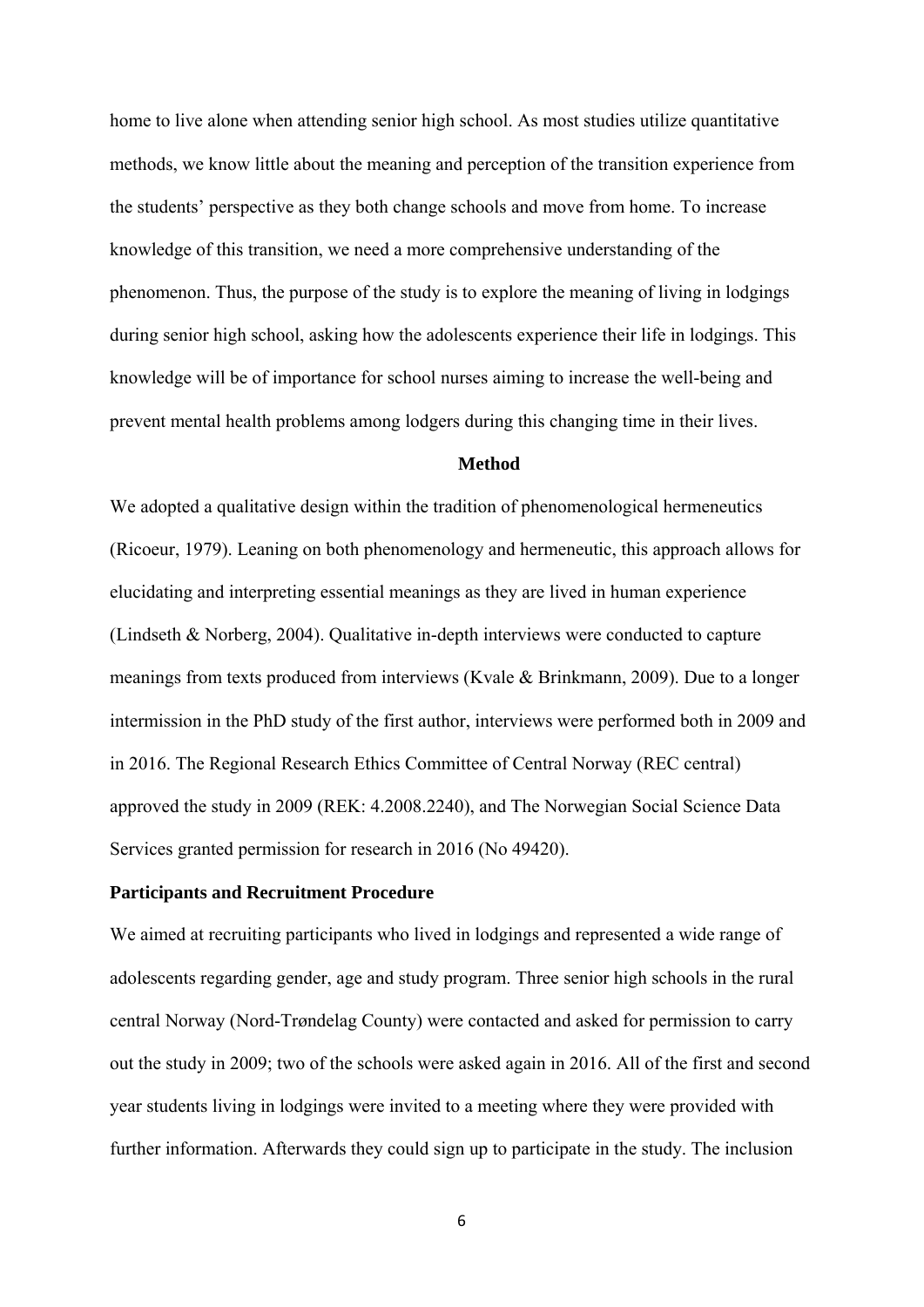home to live alone when attending senior high school. As most studies utilize quantitative methods, we know little about the meaning and perception of the transition experience from the students' perspective as they both change schools and move from home. To increase knowledge of this transition, we need a more comprehensive understanding of the phenomenon. Thus, the purpose of the study is to explore the meaning of living in lodgings during senior high school, asking how the adolescents experience their life in lodgings. This knowledge will be of importance for school nurses aiming to increase the well-being and prevent mental health problems among lodgers during this changing time in their lives.

## Method

We adopted a qualitative design within the tradition of phenomenological hermeneutics (Ricoeur, 1979). Leaning on both phenomenology and hermeneutic, this approach allows for elucidating and interpreting essential meanings as they are lived in human experience (Lindseth & Norberg, 2004). Qualitative in-depth interviews were conducted to capture meanings from texts produced from interviews (Kvale & Brinkmann, 2009). Due to a longer intermission in the PhD study of the first author, interviews were performed both in 2009 and in 2016. The Regional Research Ethics Committee of Central Norway (REC central) approved the study in 2009 (REK: 4.2008.2240), and The Norwegian Social Science Data Services granted permission for research in 2016 (No 49420).

### Participants and Recruitment Procedure

We aimed at recruiting participants who lived in lodgings and represented a wide range of adolescents regarding gender, age and study program. Three senior high schools in the rural central Norway (Nord-Trøndelag County) were contacted and asked for permission to carry out the study in 2009; two of the schools were asked again in 2016. All of the first and second year students living in lodgings were invited to a meeting where they were provided with further information. Afterwards they could sign up to participate in the study. The inclusion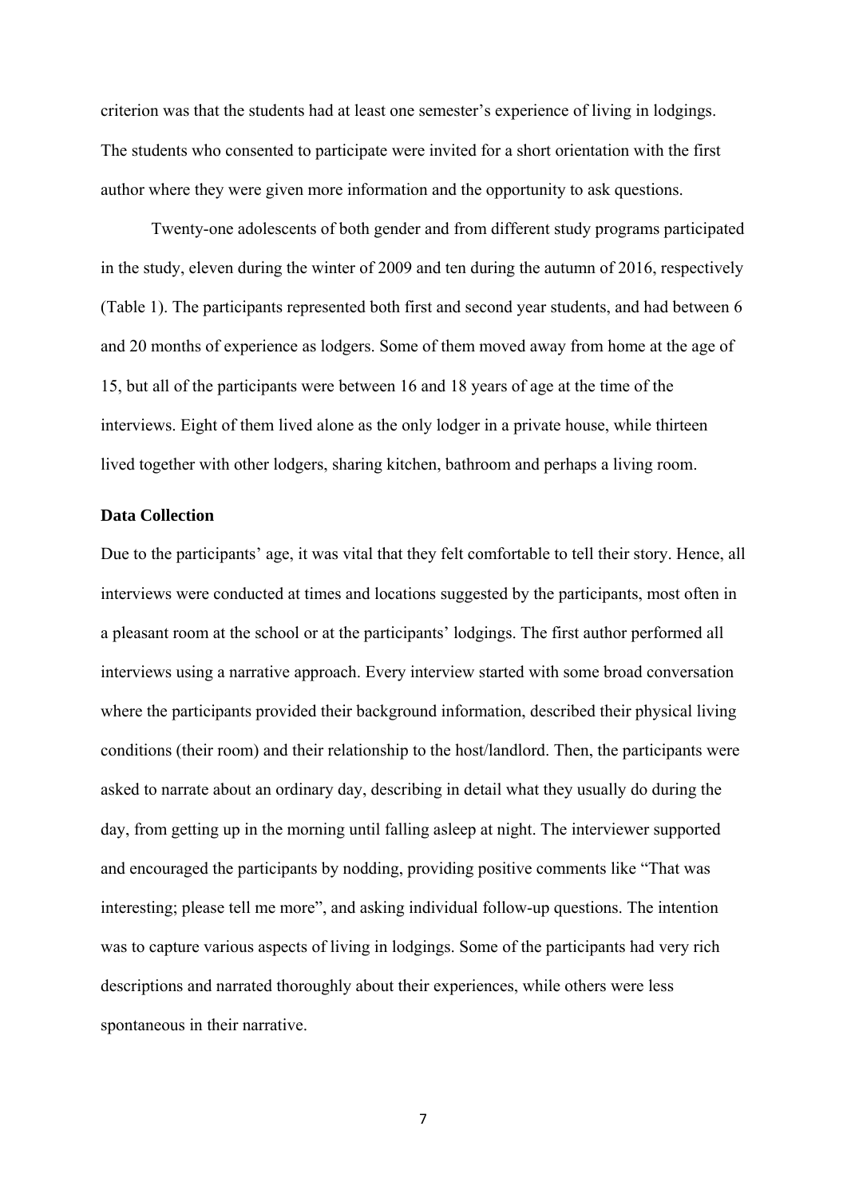criterion was that the students had at least one semester's experience of living in lodgings. The students who consented to participate were invited for a short orientation with the first author where they were given more information and the opportunity to ask questions.

Twenty-one adolescents of both gender and from different study programs participated in the study, eleven during the winter of 2009 and ten during the autumn of 2016, respectively (Table 1). The participants represented both first and second year students, and had between 6 and 20 months of experience as lodgers. Some of them moved away from home at the age of 15, but all of the participants were between 16 and 18 years of age at the time of the interviews. Eight of them lived alone as the only lodger in a private house, while thirteen lived together with other lodgers, sharing kitchen, bathroom and perhaps a living room.

**Data Collection**

Due to the participants' age, it was vital that they felt comfortable to tell their story. Hence, all interviews were conducted at times and locations suggested by the participants, most often in a pleasant room at the school or at the participants' lodgings. The first author performed all interviews using a narrative approach. Every interview started with some broad conversation where the participants provided their background information, described their physical living conditions (their room) and their relationship to the host/landlord. Then, the participants were asked to narrate about an ordinary day, describing in detail what they usually do during the day, from getting up in the morning until falling asleep at night. The interviewer supported and encouraged the participants by nodding, providing positive comments like "That was interesting; please tell me more", and asking individual follow-up questions. The intention was to capture various aspects of living in lodgings. Some of the participants had very rich descriptions and narrated thoroughly about their experiences, while others were less spontaneous in their narrative.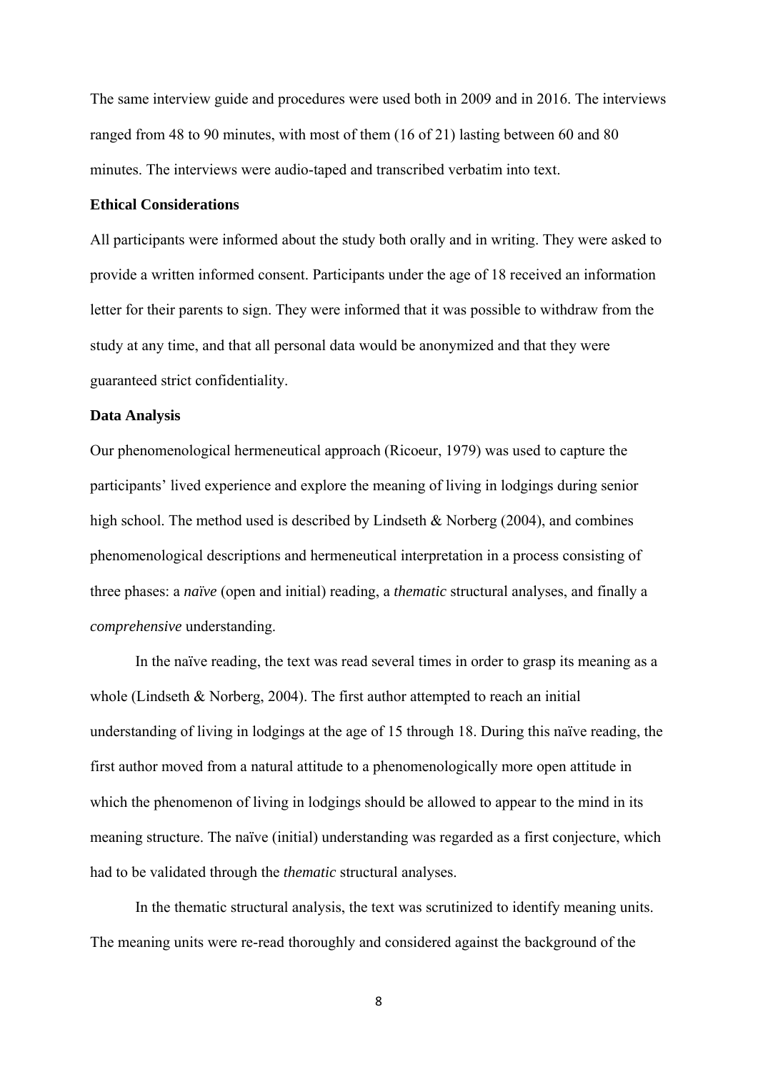The same interview guide and procedures were used both in 2009 and in 2016. The interviews ranged from 48 to 90 minutes, with most of them (16 of 21) lasting between 60 and 80 minutes. The interviews were audio-taped and transcribed verbatim into text.

**Ethical Considerations**

All participants were informed about the study both orally and in writing. They were asked to provide a written informed consent. Participants under the age of 18 received an information letter for their parents to sign. They were informed that it was possible to withdraw from the study at any time, and that all personal data would be anonymized and that they were guaranteed strict confidentiality.

**Data Analysis**

Our phenomenological hermeneutical approach (Ricoeur, 1979) was used to capture the participants' lived experience and explore the meaning of living in lodgings during senior high school. The method used is described by Lindseth & Norberg (2004), and combines phenomenological descriptions and hermeneutical interpretation in a process consisting of three phases: a *naïve* (open and initial) reading, a *thematic* structural analyses, and finally a *comprehensive* understanding.

In the naïve reading, the text was read several times in order to grasp its meaning as a whole (Lindseth & Norberg, 2004). The first author attempted to reach an initial understanding of living in lodgings at the age of 15 through 18. During this naïve reading, the first author moved from a natural attitude to a phenomenologically more open attitude in which the phenomenon of living in lodgings should be allowed to appear to the mind in its meaning structure. The naïve (initial) understanding was regarded as a first conjecture, which had to be validated through the *thematic* structural analyses.

In the thematic structural analysis, the text was scrutinized to identify meaning units. The meaning units were re-read thoroughly and considered against the background of the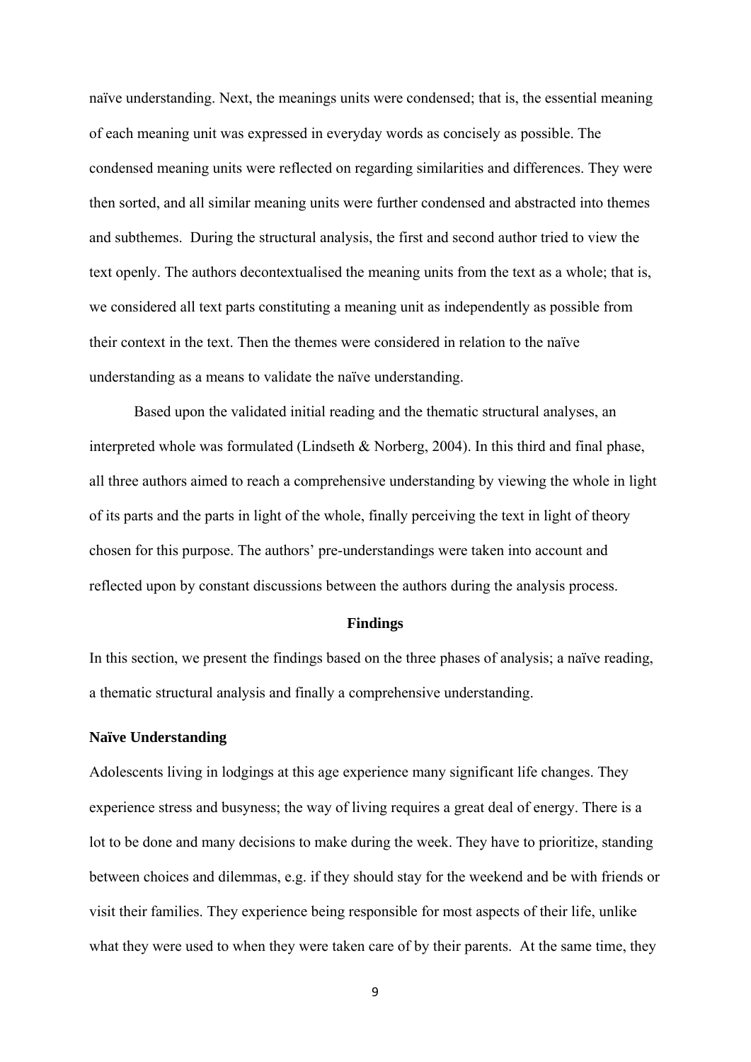naïve understanding. Next, the meanings units were condensed; that is, the essential meaning of each meaning unit was expressed in everyday words as concisely as possible. The condensed meaning units were reflected on regarding similarities and differences. They were then sorted, and all similar meaning units were further condensed and abstracted into themes and subthemes. During the structural analysis, the first and second author tried to view the text openly. The authors decontextualised the meaning units from the text as a whole; that is, we considered all text parts constituting a meaning unit as independently as possible from their context in the text. Then the themes were considered in relation to the naïve understanding as a means to validate the naïve understanding.

Based upon the validated initial reading and the thematic structural analyses, an interpreted whole was formulated (Lindseth & Norberg, 2004). In this third and final phase, all three authors aimed to reach a comprehensive understanding by viewing the whole in light of its parts and the parts in light of the whole, finally perceiving the text in light of theory chosen for this purpose. The authors' pre-understandings were taken into account and reflected upon by constant discussions between the authors during the analysis process.

## Findings

In this section, we present the findings based on the three phases of analysis; a naïve reading, a thematic structural analysis and finally a comprehensive understanding.

### Naïve Understanding

Adolescents living in lodgings at this age experience many significant life changes. They experience stress and busyness; the way of living requires a great deal of energy. There is a lot to be done and many decisions to make during the week. They have to prioritize, standing between choices and dilemmas, e.g. if they should stay for the weekend and be with friends or visit their families. They experience being responsible for most aspects of their life, unlike what they were used to when they were taken care of by their parents. At the same time, they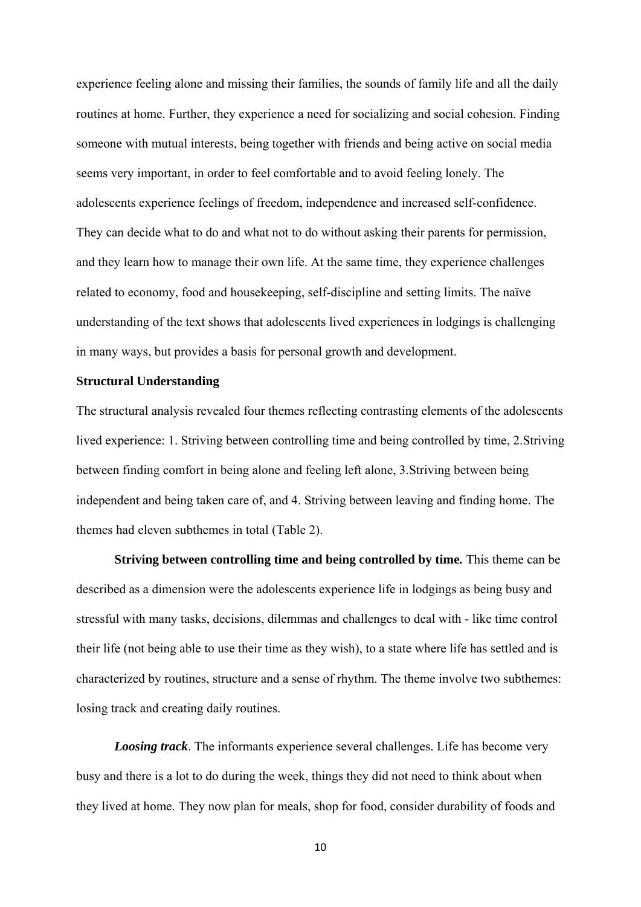experience feeling alone and missing their families, the sounds of family life and all the daily routines at home. Further, they experience a need for socializing and social cohesion. Finding someone with mutual interests, being together with friends and being active on social media seems very important, in order to feel comfortable and to avoid feeling lonely. The adolescents experience feelings of freedom, independence and increased self-confidence. They can decide what to do and what not to do without asking their parents for permission, and they learn how to manage their own life. At the same time, they experience challenges related to economy, food and housekeeping, self-discipline and setting limits. The naïve understanding of the text shows that adolescents lived experiences in lodgings is challenging in many ways, but provides a basis for personal growth and development.

## Structural Understanding

The structural analysis revealed four themes reflecting contrasting elements of the adolescents lived experience: 1. Striving between controlling time and being controlled by time, 2.Striving between finding comfort in being alone and feeling left alone, 3.Striving between being independent and being taken care of, and 4. Striving between leaving and finding home. The themes had eleven subthemes in total (Table 2).

**Striving between controlling time and being controlled by time.** This theme can be described as a dimension were the adolescents experience life in lodgings as being busy and stressful with many tasks, decisions, dilemmas and challenges to deal with - like time control their life (not being able to use their time as they wish), to a state where life has settled and is characterized by routines, structure and a sense of rhythm. The theme involve two subthemes: losing track and creating daily routines.

***Loosing track***. The informants experience several challenges. Life has become very busy and there is a lot to do during the week, things they did not need to think about when they lived at home. They now plan for meals, shop for food, consider durability of foods and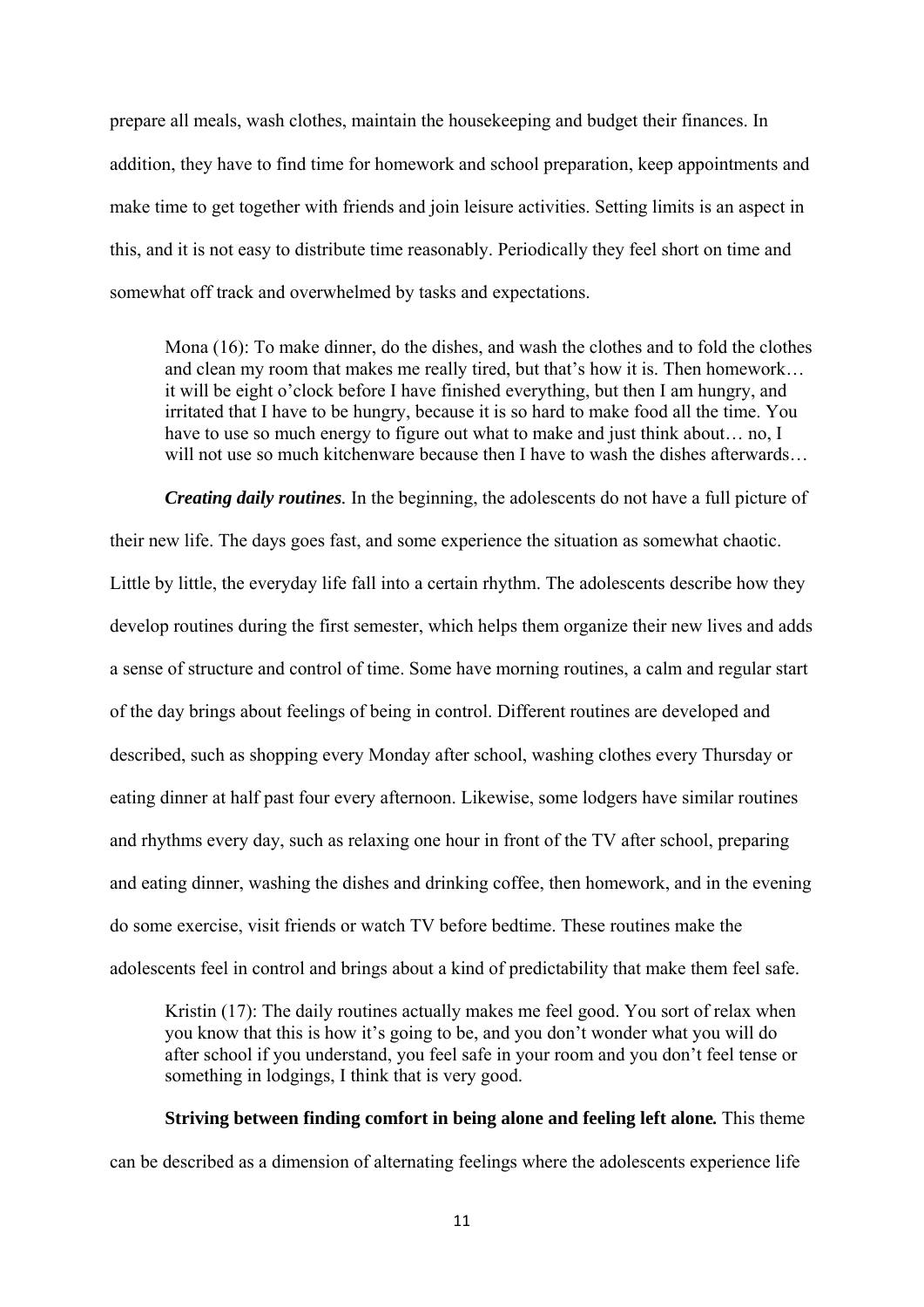prepare all meals, wash clothes, maintain the housekeeping and budget their finances. In addition, they have to find time for homework and school preparation, keep appointments and make time to get together with friends and join leisure activities. Setting limits is an aspect in this, and it is not easy to distribute time reasonably. Periodically they feel short on time and somewhat off track and overwhelmed by tasks and expectations.

> Mona (16): To make dinner, do the dishes, and wash the clothes and to fold the clothes and clean my room that makes me really tired, but that's how it is. Then homework… it will be eight o'clock before I have finished everything, but then I am hungry, and irritated that I have to be hungry, because it is so hard to make food all the time. You have to use so much energy to figure out what to make and just think about… no, I will not use so much kitchenware because then I have to wash the dishes afterwards…

***Creating daily routines.*** In the beginning, the adolescents do not have a full picture of their new life. The days goes fast, and some experience the situation as somewhat chaotic. Little by little, the everyday life fall into a certain rhythm. The adolescents describe how they develop routines during the first semester, which helps them organize their new lives and adds a sense of structure and control of time. Some have morning routines, a calm and regular start of the day brings about feelings of being in control. Different routines are developed and described, such as shopping every Monday after school, washing clothes every Thursday or eating dinner at half past four every afternoon. Likewise, some lodgers have similar routines and rhythms every day, such as relaxing one hour in front of the TV after school, preparing and eating dinner, washing the dishes and drinking coffee, then homework, and in the evening do some exercise, visit friends or watch TV before bedtime. These routines make the adolescents feel in control and brings about a kind of predictability that make them feel safe.

> Kristin (17): The daily routines actually makes me feel good. You sort of relax when you know that this is how it's going to be, and you don't wonder what you will do after school if you understand, you feel safe in your room and you don't feel tense or something in lodgings, I think that is very good.

**Striving between finding comfort in being alone and feeling left alone.** This theme can be described as a dimension of alternating feelings where the adolescents experience life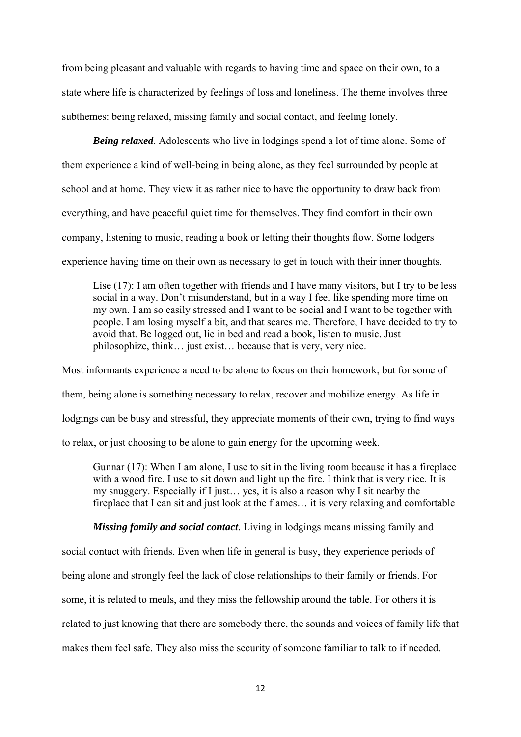from being pleasant and valuable with regards to having time and space on their own, to a state where life is characterized by feelings of loss and loneliness. The theme involves three subthemes: being relaxed, missing family and social contact, and feeling lonely.

***Being relaxed***. Adolescents who live in lodgings spend a lot of time alone. Some of them experience a kind of well-being in being alone, as they feel surrounded by people at school and at home. They view it as rather nice to have the opportunity to draw back from everything, and have peaceful quiet time for themselves. They find comfort in their own company, listening to music, reading a book or letting their thoughts flow. Some lodgers experience having time on their own as necessary to get in touch with their inner thoughts.

> Lise (17): I am often together with friends and I have many visitors, but I try to be less social in a way. Don't misunderstand, but in a way I feel like spending more time on my own. I am so easily stressed and I want to be social and I want to be together with people. I am losing myself a bit, and that scares me. Therefore, I have decided to try to avoid that. Be logged out, lie in bed and read a book, listen to music. Just philosophize, think… just exist… because that is very, very nice.

Most informants experience a need to be alone to focus on their homework, but for some of them, being alone is something necessary to relax, recover and mobilize energy. As life in lodgings can be busy and stressful, they appreciate moments of their own, trying to find ways to relax, or just choosing to be alone to gain energy for the upcoming week.

> Gunnar (17): When I am alone, I use to sit in the living room because it has a fireplace with a wood fire. I use to sit down and light up the fire. I think that is very nice. It is my snuggery. Especially if I just… yes, it is also a reason why I sit nearby the fireplace that I can sit and just look at the flames… it is very relaxing and comfortable

***Missing family and social contact***. Living in lodgings means missing family and social contact with friends. Even when life in general is busy, they experience periods of being alone and strongly feel the lack of close relationships to their family or friends. For some, it is related to meals, and they miss the fellowship around the table. For others it is related to just knowing that there are somebody there, the sounds and voices of family life that makes them feel safe. They also miss the security of someone familiar to talk to if needed.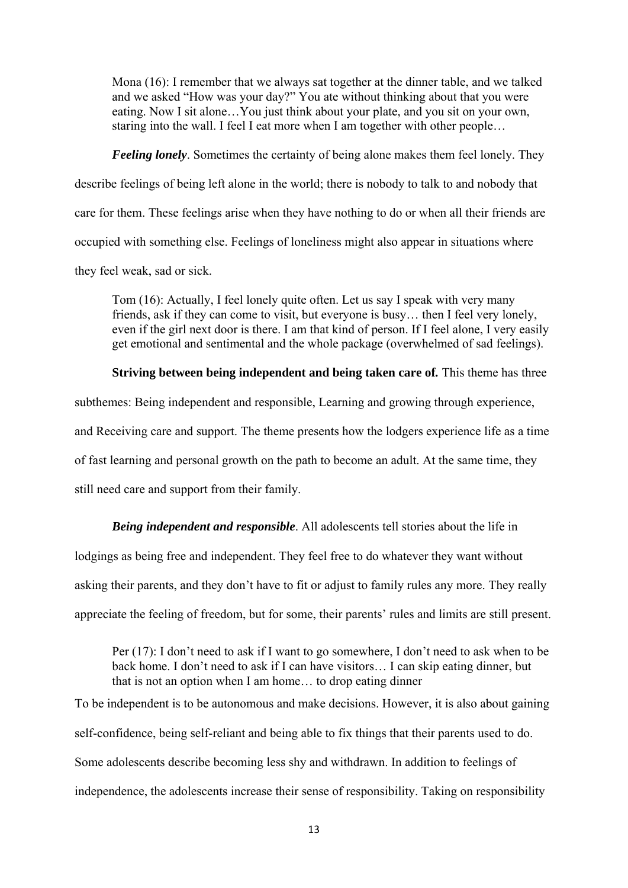> Mona (16): I remember that we always sat together at the dinner table, and we talked and we asked "How was your day?" You ate without thinking about that you were eating. Now I sit alone…You just think about your plate, and you sit on your own, staring into the wall. I feel I eat more when I am together with other people…

***Feeling lonely***. Sometimes the certainty of being alone makes them feel lonely. They describe feelings of being left alone in the world; there is nobody to talk to and nobody that care for them. These feelings arise when they have nothing to do or when all their friends are occupied with something else. Feelings of loneliness might also appear in situations where they feel weak, sad or sick.

> Tom (16): Actually, I feel lonely quite often. Let us say I speak with very many friends, ask if they can come to visit, but everyone is busy… then I feel very lonely, even if the girl next door is there. I am that kind of person. If I feel alone, I very easily get emotional and sentimental and the whole package (overwhelmed of sad feelings).

**Striving between being independent and being taken care of.** This theme has three subthemes: Being independent and responsible, Learning and growing through experience, and Receiving care and support. The theme presents how the lodgers experience life as a time of fast learning and personal growth on the path to become an adult. At the same time, they still need care and support from their family.

***Being independent and responsible***. All adolescents tell stories about the life in lodgings as being free and independent. They feel free to do whatever they want without asking their parents, and they don't have to fit or adjust to family rules any more. They really appreciate the feeling of freedom, but for some, their parents' rules and limits are still present.

> Per (17): I don't need to ask if I want to go somewhere, I don't need to ask when to be back home. I don't need to ask if I can have visitors… I can skip eating dinner, but that is not an option when I am home… to drop eating dinner

To be independent is to be autonomous and make decisions. However, it is also about gaining self-confidence, being self-reliant and being able to fix things that their parents used to do. Some adolescents describe becoming less shy and withdrawn. In addition to feelings of independence, the adolescents increase their sense of responsibility. Taking on responsibility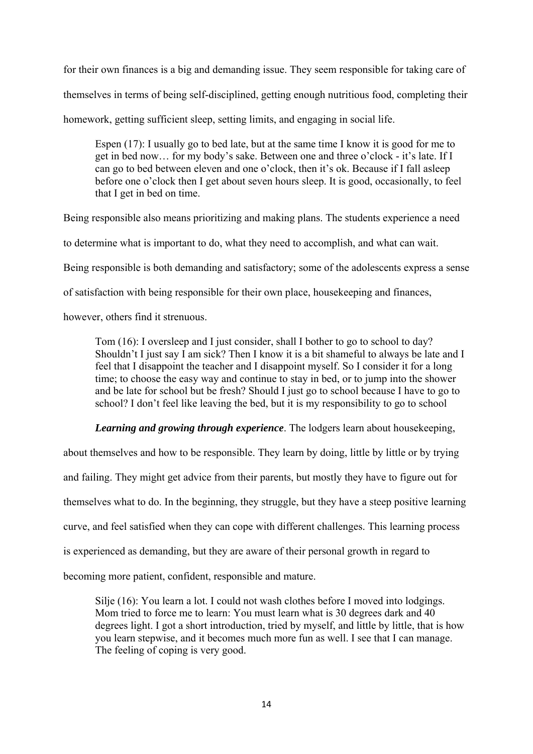for their own finances is a big and demanding issue. They seem responsible for taking care of themselves in terms of being self-disciplined, getting enough nutritious food, completing their homework, getting sufficient sleep, setting limits, and engaging in social life.

> Espen (17): I usually go to bed late, but at the same time I know it is good for me to get in bed now… for my body's sake. Between one and three o'clock - it's late. If I can go to bed between eleven and one o'clock, then it's ok. Because if I fall asleep before one o'clock then I get about seven hours sleep. It is good, occasionally, to feel that I get in bed on time.

Being responsible also means prioritizing and making plans. The students experience a need to determine what is important to do, what they need to accomplish, and what can wait. Being responsible is both demanding and satisfactory; some of the adolescents express a sense of satisfaction with being responsible for their own place, housekeeping and finances, however, others find it strenuous.

> Tom (16): I oversleep and I just consider, shall I bother to go to school to day? Shouldn't I just say I am sick? Then I know it is a bit shameful to always be late and I feel that I disappoint the teacher and I disappoint myself. So I consider it for a long time; to choose the easy way and continue to stay in bed, or to jump into the shower and be late for school but be fresh? Should I just go to school because I have to go to school? I don't feel like leaving the bed, but it is my responsibility to go to school

***Learning and growing through experience***. The lodgers learn about housekeeping, about themselves and how to be responsible. They learn by doing, little by little or by trying and failing. They might get advice from their parents, but mostly they have to figure out for themselves what to do. In the beginning, they struggle, but they have a steep positive learning curve, and feel satisfied when they can cope with different challenges. This learning process is experienced as demanding, but they are aware of their personal growth in regard to becoming more patient, confident, responsible and mature.

> Silje (16): You learn a lot. I could not wash clothes before I moved into lodgings. Mom tried to force me to learn: You must learn what is 30 degrees dark and 40 degrees light. I got a short introduction, tried by myself, and little by little, that is how you learn stepwise, and it becomes much more fun as well. I see that I can manage. The feeling of coping is very good.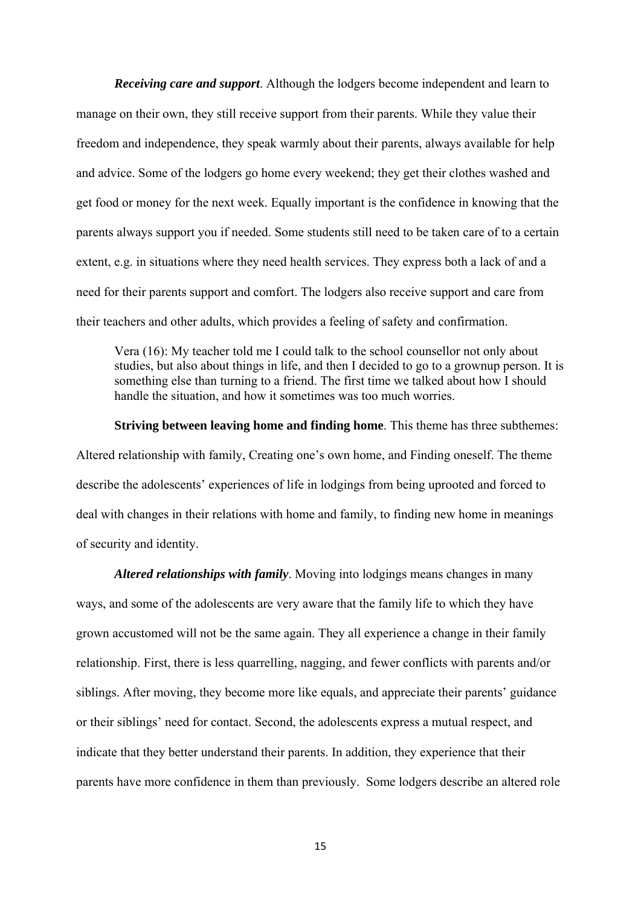***Receiving care and support***. Although the lodgers become independent and learn to manage on their own, they still receive support from their parents. While they value their freedom and independence, they speak warmly about their parents, always available for help and advice. Some of the lodgers go home every weekend; they get their clothes washed and get food or money for the next week. Equally important is the confidence in knowing that the parents always support you if needed. Some students still need to be taken care of to a certain extent, e.g. in situations where they need health services. They express both a lack of and a need for their parents support and comfort. The lodgers also receive support and care from their teachers and other adults, which provides a feeling of safety and confirmation.

> Vera (16): My teacher told me I could talk to the school counsellor not only about studies, but also about things in life, and then I decided to go to a grownup person. It is something else than turning to a friend. The first time we talked about how I should handle the situation, and how it sometimes was too much worries.

**Striving between leaving home and finding home**. This theme has three subthemes: Altered relationship with family, Creating one's own home, and Finding oneself. The theme describe the adolescents' experiences of life in lodgings from being uprooted and forced to deal with changes in their relations with home and family, to finding new home in meanings of security and identity.

***Altered relationships with family***. Moving into lodgings means changes in many ways, and some of the adolescents are very aware that the family life to which they have grown accustomed will not be the same again. They all experience a change in their family relationship. First, there is less quarrelling, nagging, and fewer conflicts with parents and/or siblings. After moving, they become more like equals, and appreciate their parents' guidance or their siblings' need for contact. Second, the adolescents express a mutual respect, and indicate that they better understand their parents. In addition, they experience that their parents have more confidence in them than previously. Some lodgers describe an altered role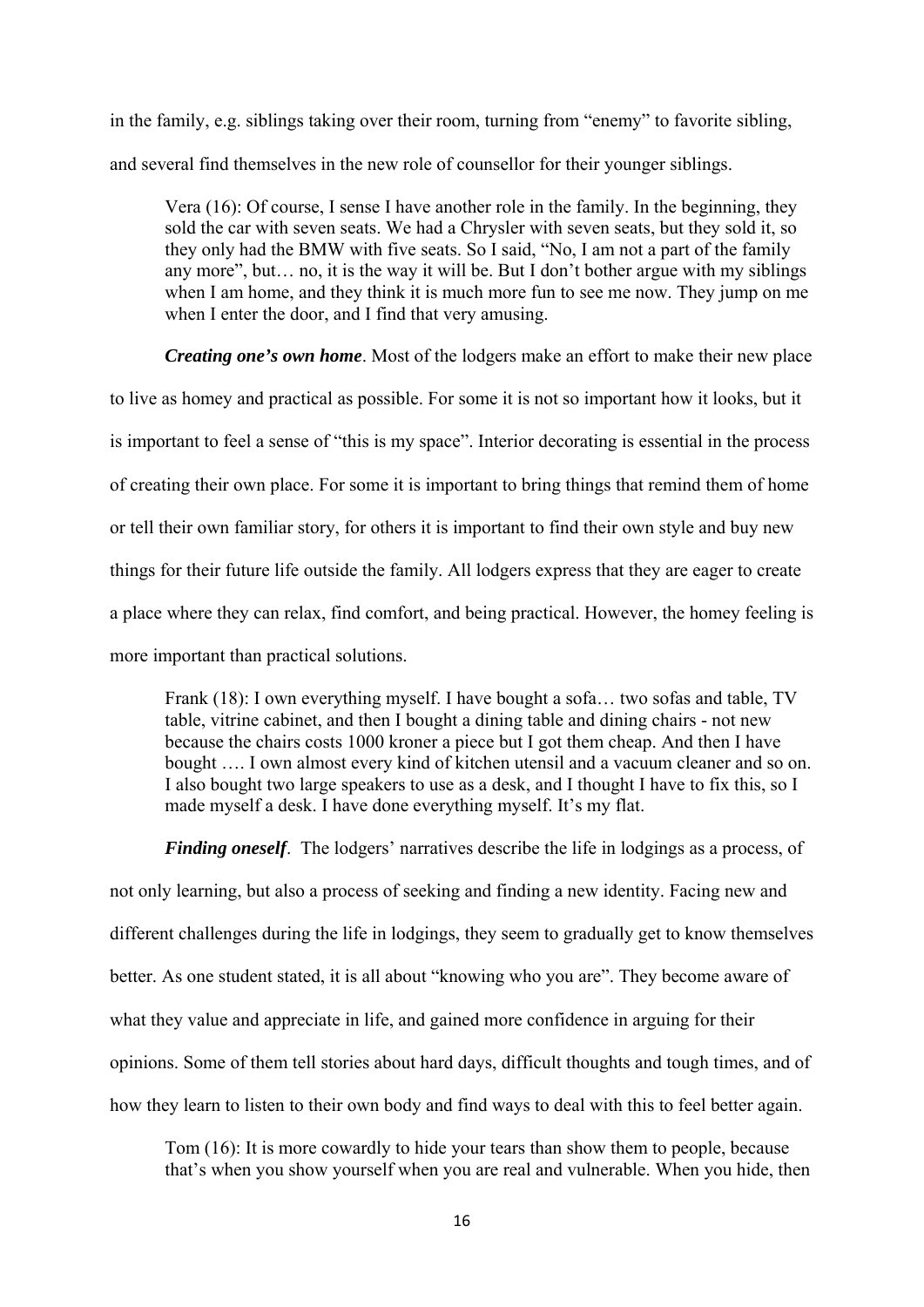in the family, e.g. siblings taking over their room, turning from "enemy" to favorite sibling, and several find themselves in the new role of counsellor for their younger siblings.

> Vera (16): Of course, I sense I have another role in the family. In the beginning, they sold the car with seven seats. We had a Chrysler with seven seats, but they sold it, so they only had the BMW with five seats. So I said, "No, I am not a part of the family any more", but… no, it is the way it will be. But I don't bother argue with my siblings when I am home, and they think it is much more fun to see me now. They jump on me when I enter the door, and I find that very amusing.

***Creating one's own home***. Most of the lodgers make an effort to make their new place to live as homey and practical as possible. For some it is not so important how it looks, but it is important to feel a sense of "this is my space". Interior decorating is essential in the process of creating their own place. For some it is important to bring things that remind them of home or tell their own familiar story, for others it is important to find their own style and buy new things for their future life outside the family. All lodgers express that they are eager to create a place where they can relax, find comfort, and being practical. However, the homey feeling is more important than practical solutions.

> Frank (18): I own everything myself. I have bought a sofa… two sofas and table, TV table, vitrine cabinet, and then I bought a dining table and dining chairs - not new because the chairs costs 1000 kroner a piece but I got them cheap. And then I have bought …. I own almost every kind of kitchen utensil and a vacuum cleaner and so on. I also bought two large speakers to use as a desk, and I thought I have to fix this, so I made myself a desk. I have done everything myself. It's my flat.

***Finding oneself***. The lodgers' narratives describe the life in lodgings as a process, of not only learning, but also a process of seeking and finding a new identity. Facing new and different challenges during the life in lodgings, they seem to gradually get to know themselves better. As one student stated, it is all about "knowing who you are". They become aware of what they value and appreciate in life, and gained more confidence in arguing for their opinions. Some of them tell stories about hard days, difficult thoughts and tough times, and of how they learn to listen to their own body and find ways to deal with this to feel better again.

> Tom (16): It is more cowardly to hide your tears than show them to people, because that's when you show yourself when you are real and vulnerable. When you hide, then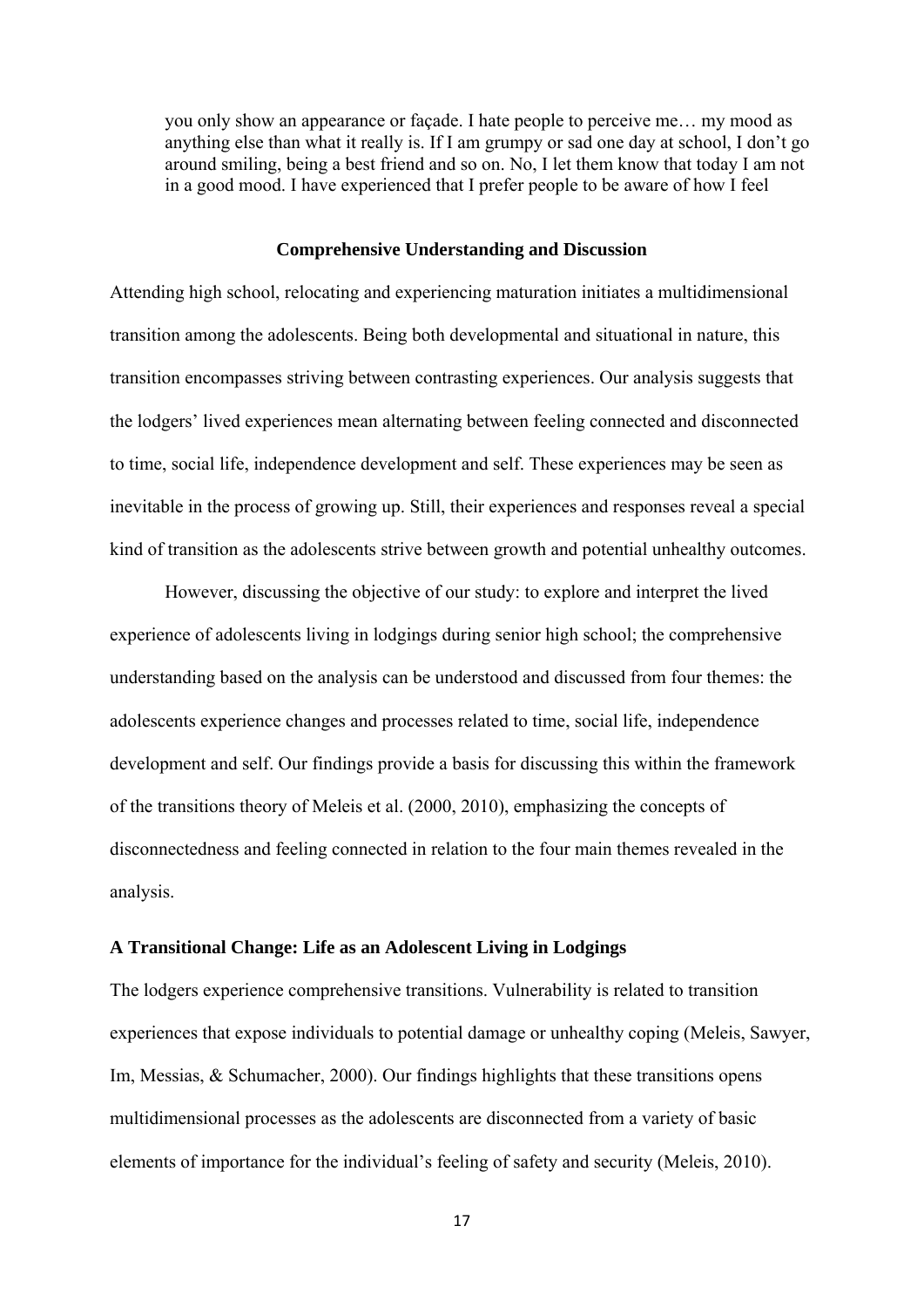> you only show an appearance or façade. I hate people to perceive me… my mood as anything else than what it really is. If I am grumpy or sad one day at school, I don't go around smiling, being a best friend and so on. No, I let them know that today I am not in a good mood. I have experienced that I prefer people to be aware of how I feel

## Comprehensive Understanding and Discussion

Attending high school, relocating and experiencing maturation initiates a multidimensional transition among the adolescents. Being both developmental and situational in nature, this transition encompasses striving between contrasting experiences. Our analysis suggests that the lodgers' lived experiences mean alternating between feeling connected and disconnected to time, social life, independence development and self. These experiences may be seen as inevitable in the process of growing up. Still, their experiences and responses reveal a special kind of transition as the adolescents strive between growth and potential unhealthy outcomes.

However, discussing the objective of our study: to explore and interpret the lived experience of adolescents living in lodgings during senior high school; the comprehensive understanding based on the analysis can be understood and discussed from four themes: the adolescents experience changes and processes related to time, social life, independence development and self. Our findings provide a basis for discussing this within the framework of the transitions theory of Meleis et al. (2000, 2010), emphasizing the concepts of disconnectedness and feeling connected in relation to the four main themes revealed in the analysis.

### A Transitional Change: Life as an Adolescent Living in Lodgings

The lodgers experience comprehensive transitions. Vulnerability is related to transition experiences that expose individuals to potential damage or unhealthy coping (Meleis, Sawyer, Im, Messias, & Schumacher, 2000). Our findings highlights that these transitions opens multidimensional processes as the adolescents are disconnected from a variety of basic elements of importance for the individual's feeling of safety and security (Meleis, 2010).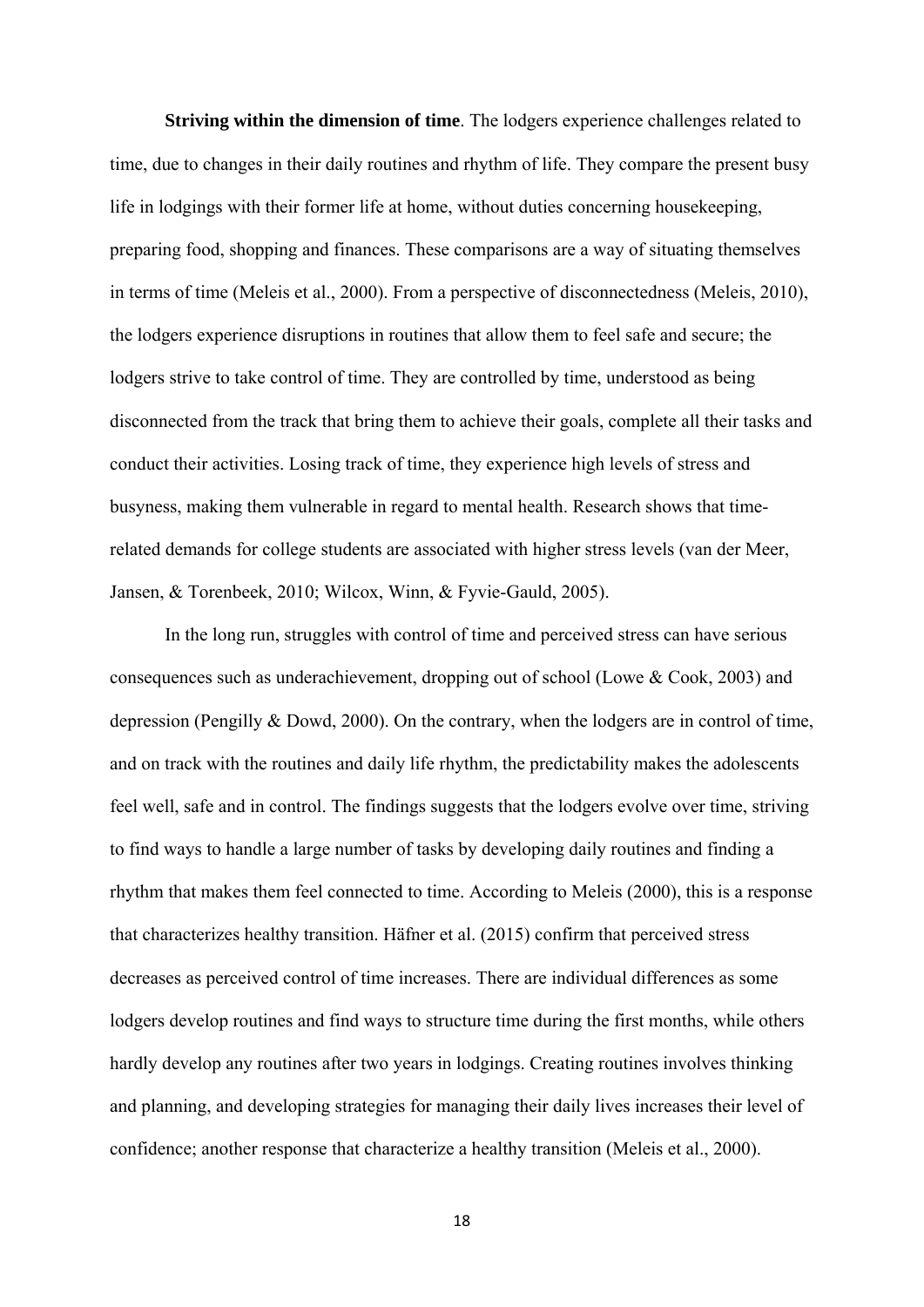**Striving within the dimension of time**. The lodgers experience challenges related to time, due to changes in their daily routines and rhythm of life. They compare the present busy life in lodgings with their former life at home, without duties concerning housekeeping, preparing food, shopping and finances. These comparisons are a way of situating themselves in terms of time (Meleis et al., 2000). From a perspective of disconnectedness (Meleis, 2010), the lodgers experience disruptions in routines that allow them to feel safe and secure; the lodgers strive to take control of time. They are controlled by time, understood as being disconnected from the track that bring them to achieve their goals, complete all their tasks and conduct their activities. Losing track of time, they experience high levels of stress and busyness, making them vulnerable in regard to mental health. Research shows that time-related demands for college students are associated with higher stress levels (van der Meer, Jansen, & Torenbeek, 2010; Wilcox, Winn, & Fyvie-Gauld, 2005).

In the long run, struggles with control of time and perceived stress can have serious consequences such as underachievement, dropping out of school (Lowe & Cook, 2003) and depression (Pengilly & Dowd, 2000). On the contrary, when the lodgers are in control of time, and on track with the routines and daily life rhythm, the predictability makes the adolescents feel well, safe and in control. The findings suggests that the lodgers evolve over time, striving to find ways to handle a large number of tasks by developing daily routines and finding a rhythm that makes them feel connected to time. According to Meleis (2000), this is a response that characterizes healthy transition. Häfner et al. (2015) confirm that perceived stress decreases as perceived control of time increases. There are individual differences as some lodgers develop routines and find ways to structure time during the first months, while others hardly develop any routines after two years in lodgings. Creating routines involves thinking and planning, and developing strategies for managing their daily lives increases their level of confidence; another response that characterize a healthy transition (Meleis et al., 2000).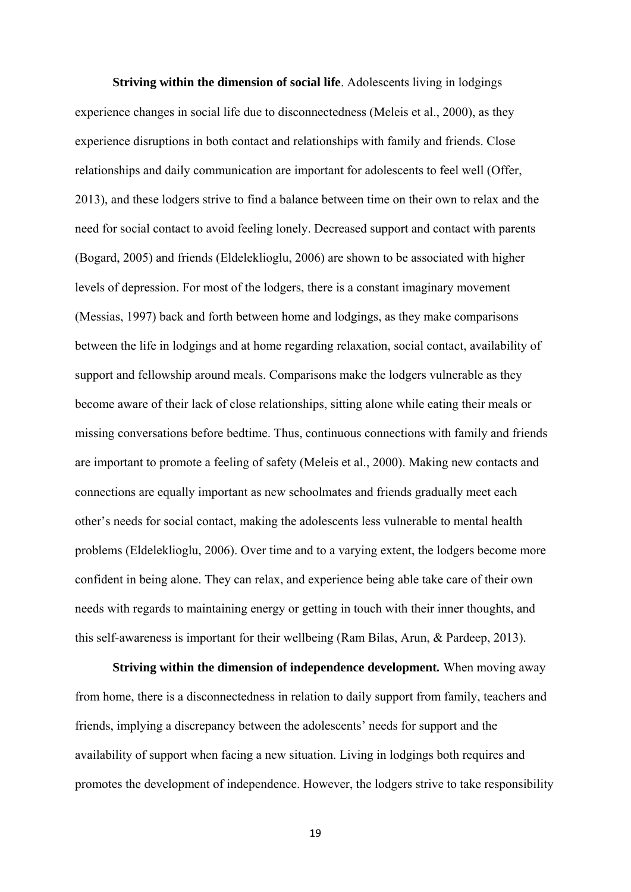**Striving within the dimension of social life**. Adolescents living in lodgings experience changes in social life due to disconnectedness (Meleis et al., 2000), as they experience disruptions in both contact and relationships with family and friends. Close relationships and daily communication are important for adolescents to feel well (Offer, 2013), and these lodgers strive to find a balance between time on their own to relax and the need for social contact to avoid feeling lonely. Decreased support and contact with parents (Bogard, 2005) and friends (Eldeleklioglu, 2006) are shown to be associated with higher levels of depression. For most of the lodgers, there is a constant imaginary movement (Messias, 1997) back and forth between home and lodgings, as they make comparisons between the life in lodgings and at home regarding relaxation, social contact, availability of support and fellowship around meals. Comparisons make the lodgers vulnerable as they become aware of their lack of close relationships, sitting alone while eating their meals or missing conversations before bedtime. Thus, continuous connections with family and friends are important to promote a feeling of safety (Meleis et al., 2000). Making new contacts and connections are equally important as new schoolmates and friends gradually meet each other's needs for social contact, making the adolescents less vulnerable to mental health problems (Eldeleklioglu, 2006). Over time and to a varying extent, the lodgers become more confident in being alone. They can relax, and experience being able take care of their own needs with regards to maintaining energy or getting in touch with their inner thoughts, and this self-awareness is important for their wellbeing (Ram Bilas, Arun, & Pardeep, 2013).

**Striving within the dimension of independence development.** When moving away from home, there is a disconnectedness in relation to daily support from family, teachers and friends, implying a discrepancy between the adolescents' needs for support and the availability of support when facing a new situation. Living in lodgings both requires and promotes the development of independence. However, the lodgers strive to take responsibility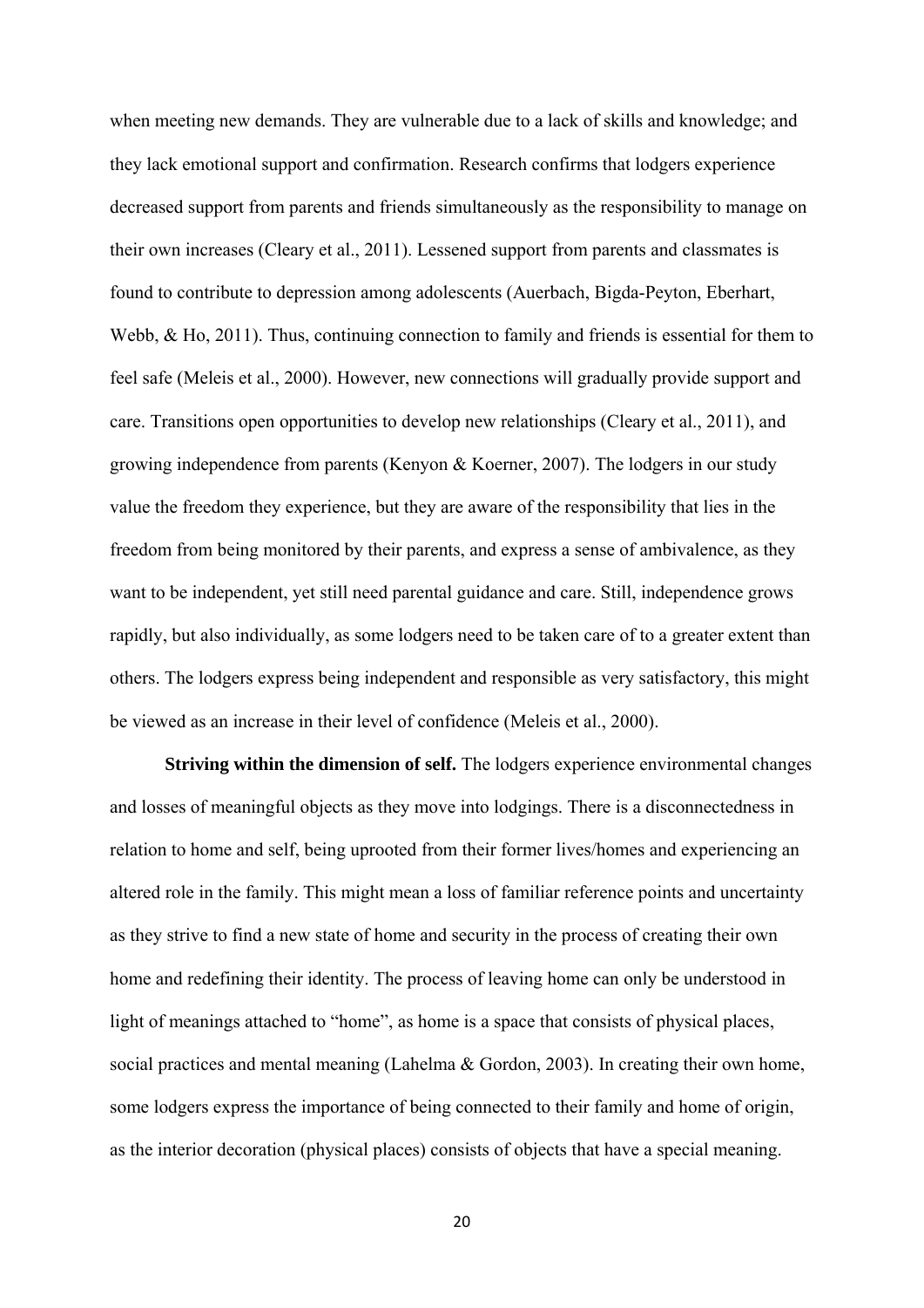when meeting new demands. They are vulnerable due to a lack of skills and knowledge; and they lack emotional support and confirmation. Research confirms that lodgers experience decreased support from parents and friends simultaneously as the responsibility to manage on their own increases (Cleary et al., 2011). Lessened support from parents and classmates is found to contribute to depression among adolescents (Auerbach, Bigda-Peyton, Eberhart, Webb, & Ho, 2011). Thus, continuing connection to family and friends is essential for them to feel safe (Meleis et al., 2000). However, new connections will gradually provide support and care. Transitions open opportunities to develop new relationships (Cleary et al., 2011), and growing independence from parents (Kenyon & Koerner, 2007). The lodgers in our study value the freedom they experience, but they are aware of the responsibility that lies in the freedom from being monitored by their parents, and express a sense of ambivalence, as they want to be independent, yet still need parental guidance and care. Still, independence grows rapidly, but also individually, as some lodgers need to be taken care of to a greater extent than others. The lodgers express being independent and responsible as very satisfactory, this might be viewed as an increase in their level of confidence (Meleis et al., 2000).

**Striving within the dimension of self.** The lodgers experience environmental changes and losses of meaningful objects as they move into lodgings. There is a disconnectedness in relation to home and self, being uprooted from their former lives/homes and experiencing an altered role in the family. This might mean a loss of familiar reference points and uncertainty as they strive to find a new state of home and security in the process of creating their own home and redefining their identity. The process of leaving home can only be understood in light of meanings attached to "home", as home is a space that consists of physical places, social practices and mental meaning (Lahelma & Gordon, 2003). In creating their own home, some lodgers express the importance of being connected to their family and home of origin, as the interior decoration (physical places) consists of objects that have a special meaning.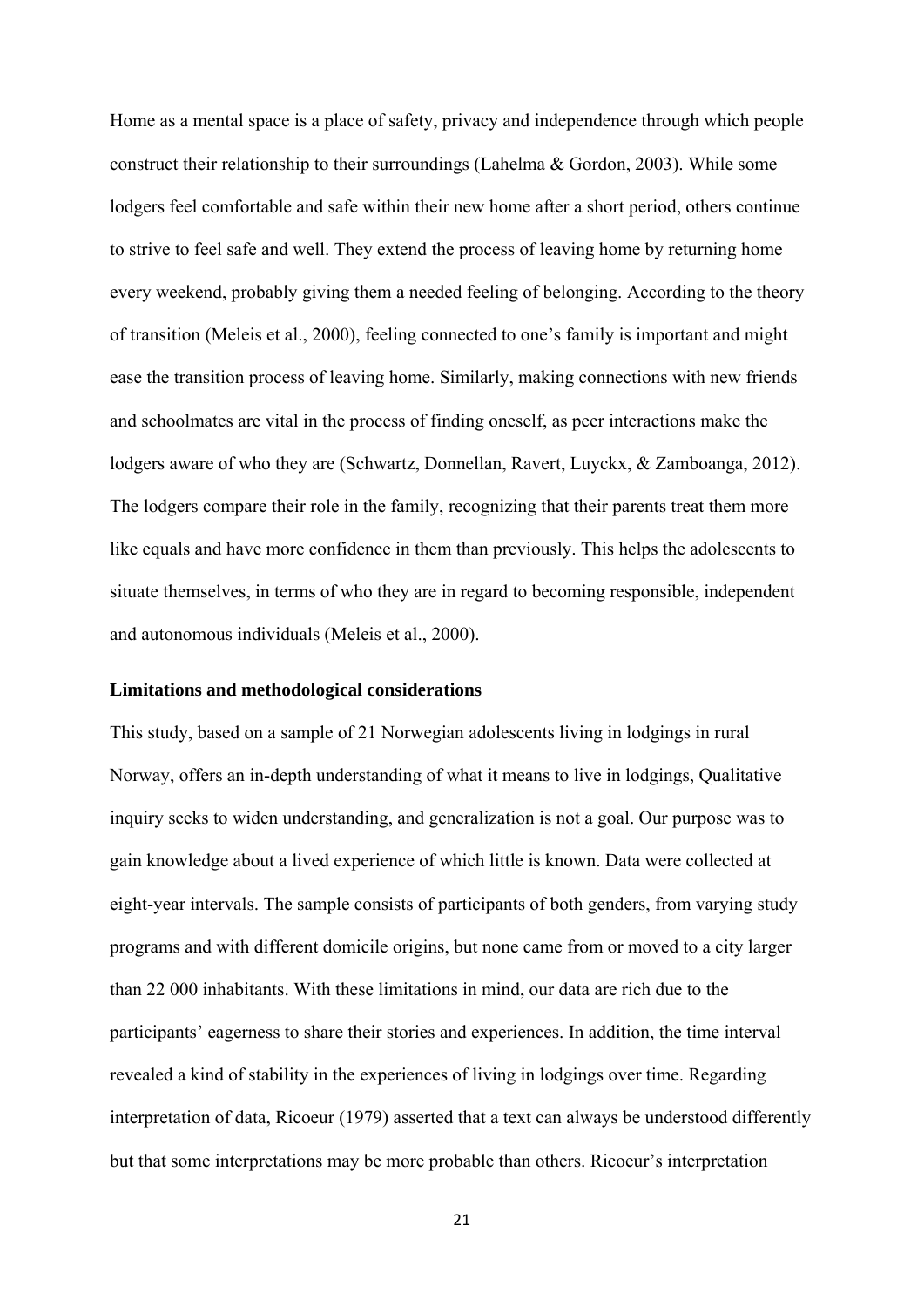Home as a mental space is a place of safety, privacy and independence through which people construct their relationship to their surroundings (Lahelma & Gordon, 2003). While some lodgers feel comfortable and safe within their new home after a short period, others continue to strive to feel safe and well. They extend the process of leaving home by returning home every weekend, probably giving them a needed feeling of belonging. According to the theory of transition (Meleis et al., 2000), feeling connected to one's family is important and might ease the transition process of leaving home. Similarly, making connections with new friends and schoolmates are vital in the process of finding oneself, as peer interactions make the lodgers aware of who they are (Schwartz, Donnellan, Ravert, Luyckx, & Zamboanga, 2012). The lodgers compare their role in the family, recognizing that their parents treat them more like equals and have more confidence in them than previously. This helps the adolescents to situate themselves, in terms of who they are in regard to becoming responsible, independent and autonomous individuals (Meleis et al., 2000).

### Limitations and methodological considerations

This study, based on a sample of 21 Norwegian adolescents living in lodgings in rural Norway, offers an in-depth understanding of what it means to live in lodgings, Qualitative inquiry seeks to widen understanding, and generalization is not a goal. Our purpose was to gain knowledge about a lived experience of which little is known. Data were collected at eight-year intervals. The sample consists of participants of both genders, from varying study programs and with different domicile origins, but none came from or moved to a city larger than 22 000 inhabitants. With these limitations in mind, our data are rich due to the participants' eagerness to share their stories and experiences. In addition, the time interval revealed a kind of stability in the experiences of living in lodgings over time. Regarding interpretation of data, Ricoeur (1979) asserted that a text can always be understood differently but that some interpretations may be more probable than others. Ricoeur's interpretation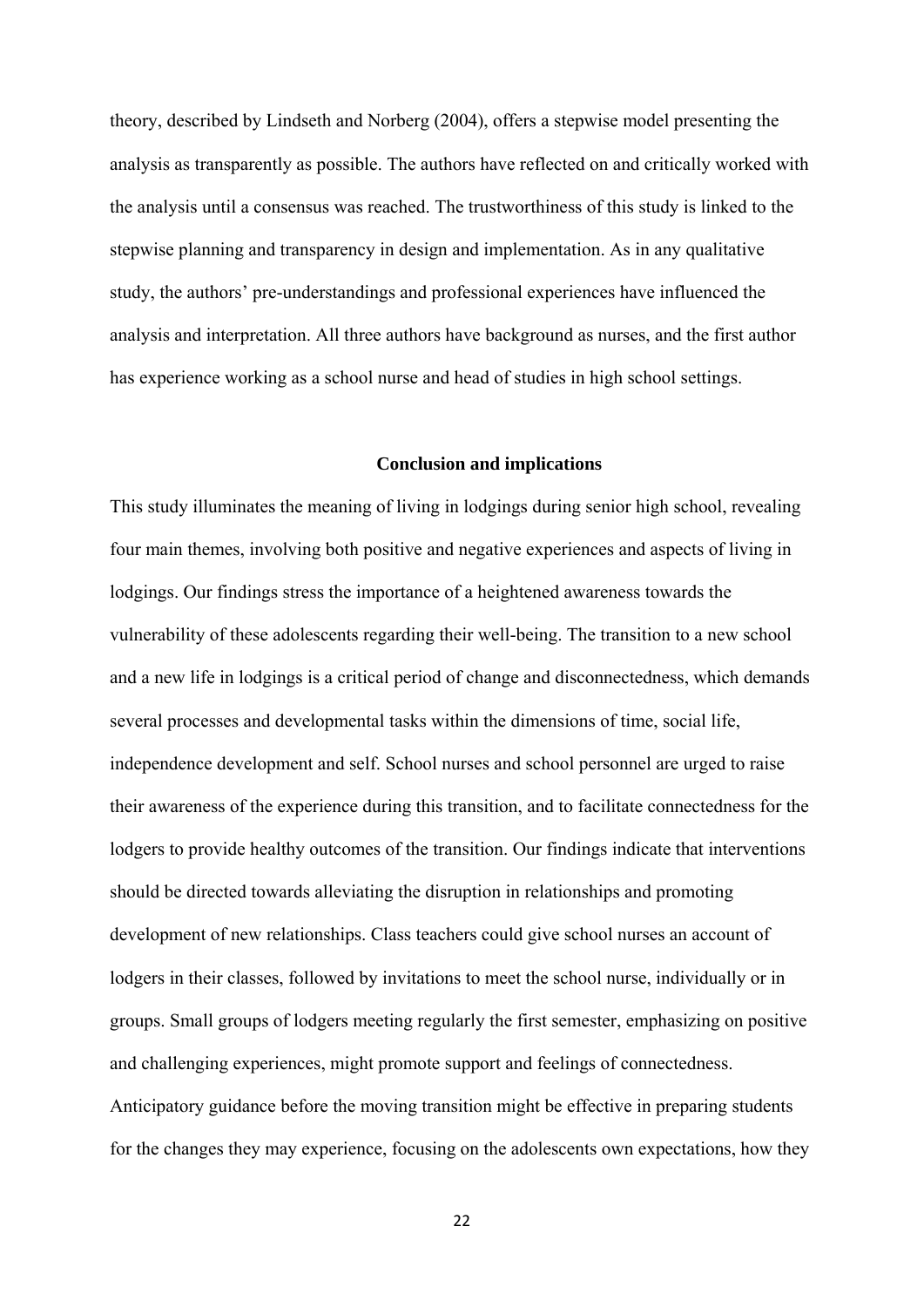theory, described by Lindseth and Norberg (2004), offers a stepwise model presenting the analysis as transparently as possible. The authors have reflected on and critically worked with the analysis until a consensus was reached. The trustworthiness of this study is linked to the stepwise planning and transparency in design and implementation. As in any qualitative study, the authors' pre-understandings and professional experiences have influenced the analysis and interpretation. All three authors have background as nurses, and the first author has experience working as a school nurse and head of studies in high school settings.

## Conclusion and implications

This study illuminates the meaning of living in lodgings during senior high school, revealing four main themes, involving both positive and negative experiences and aspects of living in lodgings. Our findings stress the importance of a heightened awareness towards the vulnerability of these adolescents regarding their well-being. The transition to a new school and a new life in lodgings is a critical period of change and disconnectedness, which demands several processes and developmental tasks within the dimensions of time, social life, independence development and self. School nurses and school personnel are urged to raise their awareness of the experience during this transition, and to facilitate connectedness for the lodgers to provide healthy outcomes of the transition. Our findings indicate that interventions should be directed towards alleviating the disruption in relationships and promoting development of new relationships. Class teachers could give school nurses an account of lodgers in their classes, followed by invitations to meet the school nurse, individually or in groups. Small groups of lodgers meeting regularly the first semester, emphasizing on positive and challenging experiences, might promote support and feelings of connectedness. Anticipatory guidance before the moving transition might be effective in preparing students for the changes they may experience, focusing on the adolescents own expectations, how they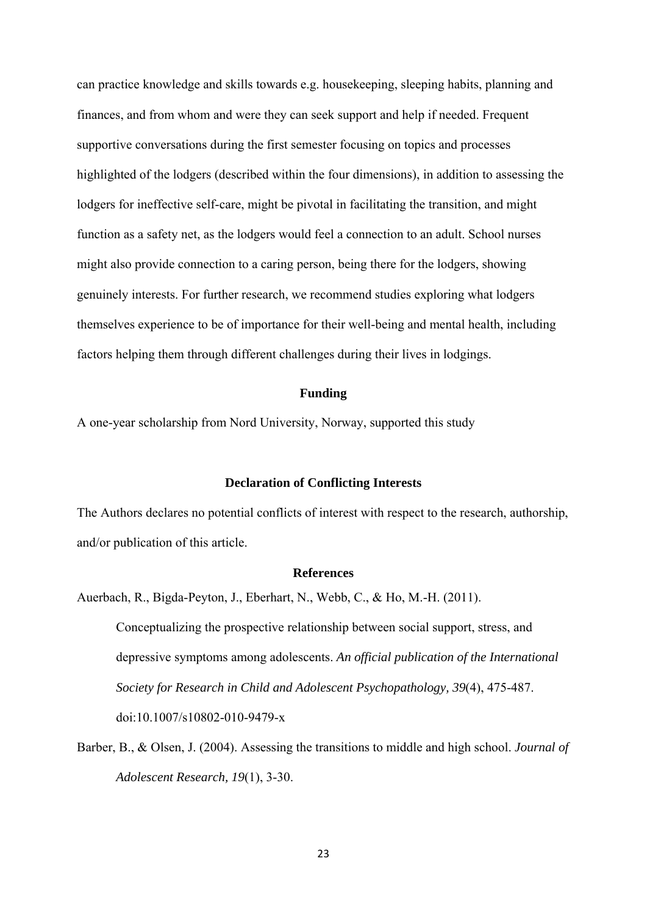can practice knowledge and skills towards e.g. housekeeping, sleeping habits, planning and finances, and from whom and were they can seek support and help if needed. Frequent supportive conversations during the first semester focusing on topics and processes highlighted of the lodgers (described within the four dimensions), in addition to assessing the lodgers for ineffective self-care, might be pivotal in facilitating the transition, and might function as a safety net, as the lodgers would feel a connection to an adult. School nurses might also provide connection to a caring person, being there for the lodgers, showing genuinely interests. For further research, we recommend studies exploring what lodgers themselves experience to be of importance for their well-being and mental health, including factors helping them through different challenges during their lives in lodgings.

## Funding

A one-year scholarship from Nord University, Norway, supported this study

## Declaration of Conflicting Interests

The Authors declares no potential conflicts of interest with respect to the research, authorship, and/or publication of this article.

## References

Auerbach, R., Bigda-Peyton, J., Eberhart, N., Webb, C., & Ho, M.-H. (2011). Conceptualizing the prospective relationship between social support, stress, and depressive symptoms among adolescents. *An official publication of the International Society for Research in Child and Adolescent Psychopathology, 39*(4), 475-487. doi:10.1007/s10802-010-9479-x

Barber, B., & Olsen, J. (2004). Assessing the transitions to middle and high school. *Journal of Adolescent Research, 19*(1), 3-30.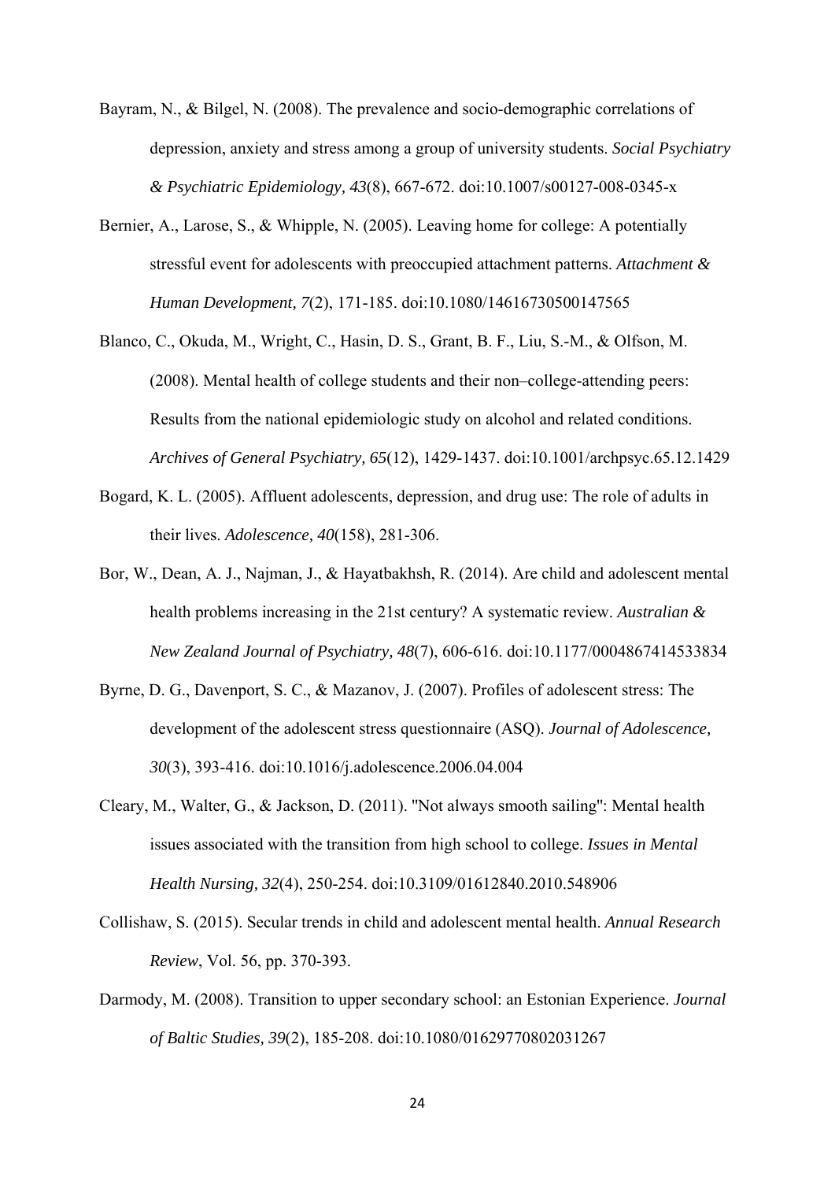Bayram, N., & Bilgel, N. (2008). The prevalence and socio-demographic correlations of depression, anxiety and stress among a group of university students. *Social Psychiatry & Psychiatric Epidemiology, 43*(8), 667-672. doi:10.1007/s00127-008-0345-x

Bernier, A., Larose, S., & Whipple, N. (2005). Leaving home for college: A potentially stressful event for adolescents with preoccupied attachment patterns. *Attachment & Human Development, 7*(2), 171-185. doi:10.1080/14616730500147565

Blanco, C., Okuda, M., Wright, C., Hasin, D. S., Grant, B. F., Liu, S.-M., & Olfson, M. (2008). Mental health of college students and their non–college-attending peers: Results from the national epidemiologic study on alcohol and related conditions. *Archives of General Psychiatry, 65*(12), 1429-1437. doi:10.1001/archpsyc.65.12.1429

Bogard, K. L. (2005). Affluent adolescents, depression, and drug use: The role of adults in their lives. *Adolescence, 40*(158), 281-306.

Bor, W., Dean, A. J., Najman, J., & Hayatbakhsh, R. (2014). Are child and adolescent mental health problems increasing in the 21st century? A systematic review. *Australian & New Zealand Journal of Psychiatry, 48*(7), 606-616. doi:10.1177/0004867414533834

Byrne, D. G., Davenport, S. C., & Mazanov, J. (2007). Profiles of adolescent stress: The development of the adolescent stress questionnaire (ASQ). *Journal of Adolescence, 30*(3), 393-416. doi:10.1016/j.adolescence.2006.04.004

Cleary, M., Walter, G., & Jackson, D. (2011). "Not always smooth sailing": Mental health issues associated with the transition from high school to college. *Issues in Mental Health Nursing, 32*(4), 250-254. doi:10.3109/01612840.2010.548906

Collishaw, S. (2015). Secular trends in child and adolescent mental health. *Annual Research Review*, Vol. 56, pp. 370-393.

Darmody, M. (2008). Transition to upper secondary school: an Estonian Experience. *Journal of Baltic Studies, 39*(2), 185-208. doi:10.1080/01629770802031267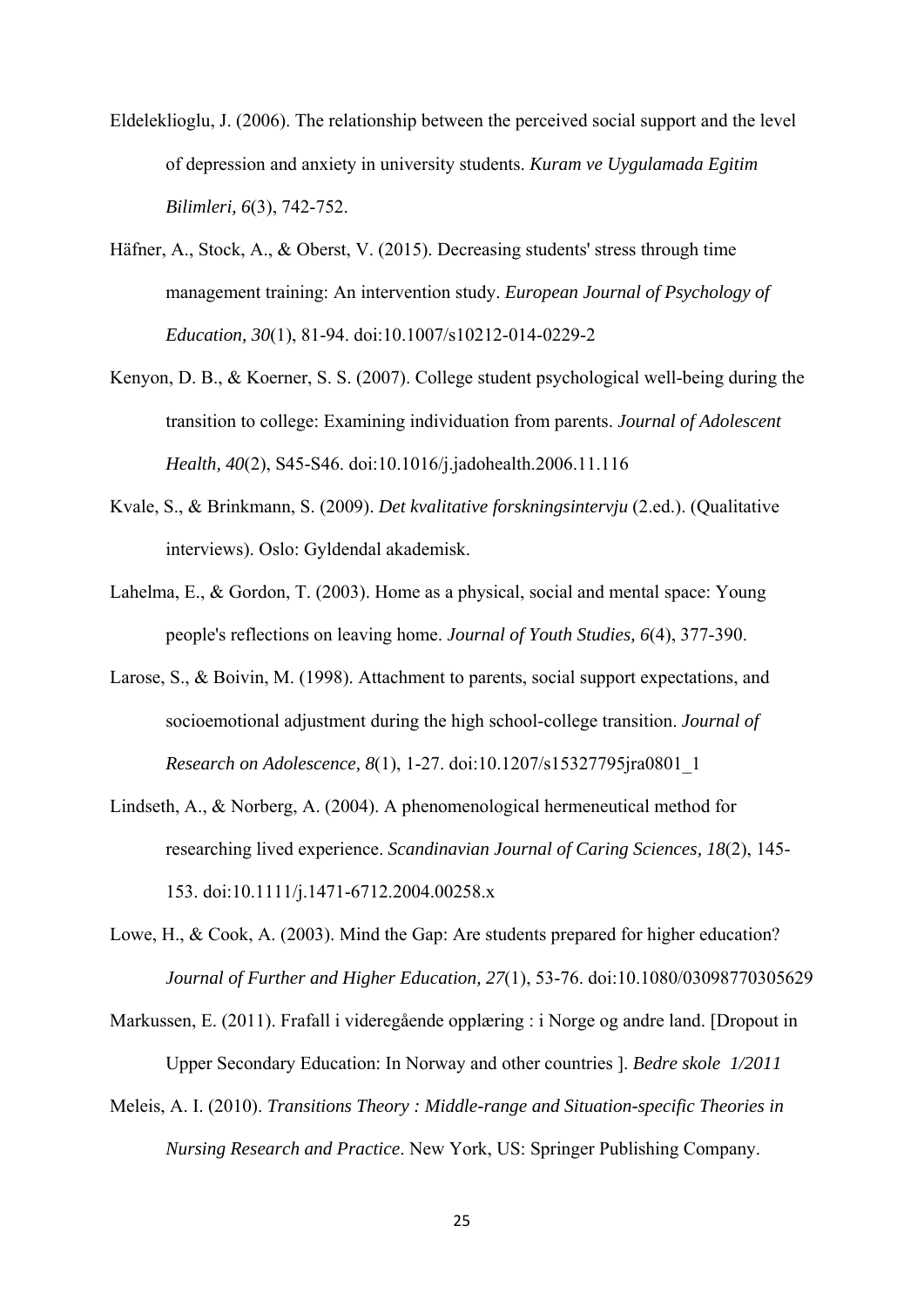Eldeleklioglu, J. (2006). The relationship between the perceived social support and the level of depression and anxiety in university students. *Kuram ve Uygulamada Egitim Bilimleri, 6*(3), 742-752.

Häfner, A., Stock, A., & Oberst, V. (2015). Decreasing students' stress through time management training: An intervention study. *European Journal of Psychology of Education, 30*(1), 81-94. doi:10.1007/s10212-014-0229-2

Kenyon, D. B., & Koerner, S. S. (2007). College student psychological well-being during the transition to college: Examining individuation from parents. *Journal of Adolescent Health, 40*(2), S45-S46. doi:10.1016/j.jadohealth.2006.11.116

Kvale, S., & Brinkmann, S. (2009). *Det kvalitative forskningsintervju* (2.ed.). (Qualitative interviews). Oslo: Gyldendal akademisk.

Lahelma, E., & Gordon, T. (2003). Home as a physical, social and mental space: Young people's reflections on leaving home. *Journal of Youth Studies, 6*(4), 377-390.

Larose, S., & Boivin, M. (1998). Attachment to parents, social support expectations, and socioemotional adjustment during the high school-college transition. *Journal of Research on Adolescence, 8*(1), 1-27. doi:10.1207/s15327795jra0801_1

Lindseth, A., & Norberg, A. (2004). A phenomenological hermeneutical method for researching lived experience. *Scandinavian Journal of Caring Sciences, 18*(2), 145-153. doi:10.1111/j.1471-6712.2004.00258.x

Lowe, H., & Cook, A. (2003). Mind the Gap: Are students prepared for higher education? *Journal of Further and Higher Education, 27*(1), 53-76. doi:10.1080/03098770305629

Markussen, E. (2011). Frafall i videregående opplæring : i Norge og andre land. [Dropout in Upper Secondary Education: In Norway and other countries ]. *Bedre skole 1/2011*

Meleis, A. I. (2010). *Transitions Theory : Middle-range and Situation-specific Theories in Nursing Research and Practice*. New York, US: Springer Publishing Company.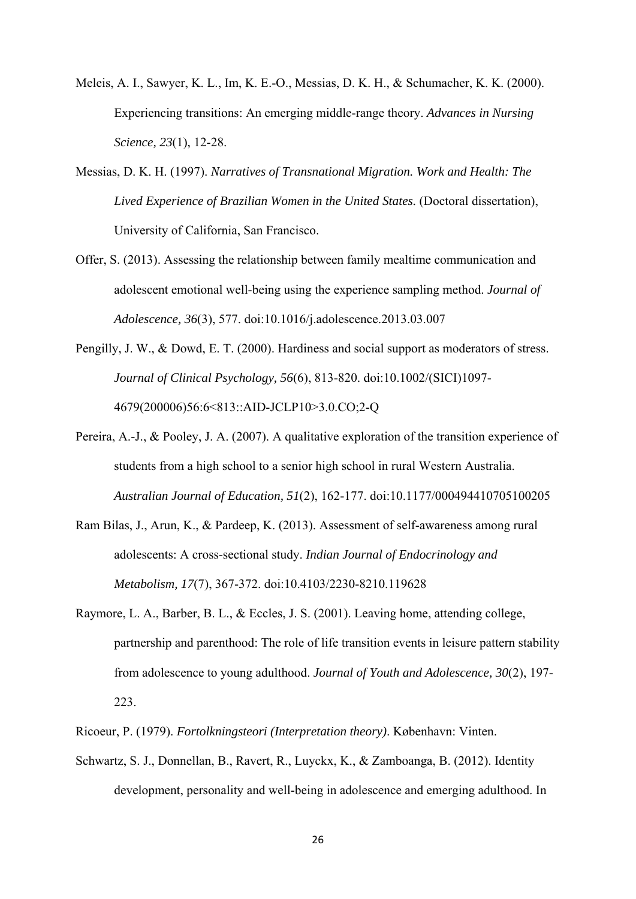Meleis, A. I., Sawyer, K. L., Im, K. E.-O., Messias, D. K. H., & Schumacher, K. K. (2000). Experiencing transitions: An emerging middle-range theory. *Advances in Nursing Science, 23*(1), 12-28.

Messias, D. K. H. (1997). *Narratives of Transnational Migration. Work and Health: The Lived Experience of Brazilian Women in the United States.* (Doctoral dissertation), University of California, San Francisco.

Offer, S. (2013). Assessing the relationship between family mealtime communication and adolescent emotional well-being using the experience sampling method. *Journal of Adolescence, 36*(3), 577. doi:10.1016/j.adolescence.2013.03.007

Pengilly, J. W., & Dowd, E. T. (2000). Hardiness and social support as moderators of stress. *Journal of Clinical Psychology, 56*(6), 813-820. doi:10.1002/(SICI)1097-4679(200006)56:6<813::AID-JCLP10>3.0.CO;2-Q

Pereira, A.-J., & Pooley, J. A. (2007). A qualitative exploration of the transition experience of students from a high school to a senior high school in rural Western Australia. *Australian Journal of Education, 51*(2), 162-177. doi:10.1177/000494410705100205

Ram Bilas, J., Arun, K., & Pardeep, K. (2013). Assessment of self-awareness among rural adolescents: A cross-sectional study. *Indian Journal of Endocrinology and Metabolism, 17*(7), 367-372. doi:10.4103/2230-8210.119628

Raymore, L. A., Barber, B. L., & Eccles, J. S. (2001). Leaving home, attending college, partnership and parenthood: The role of life transition events in leisure pattern stability from adolescence to young adulthood. *Journal of Youth and Adolescence, 30*(2), 197-223.

Ricoeur, P. (1979). *Fortolkningsteori (Interpretation theory)*. København: Vinten.

Schwartz, S. J., Donnellan, B., Ravert, R., Luyckx, K., & Zamboanga, B. (2012). Identity development, personality and well-being in adolescence and emerging adulthood. In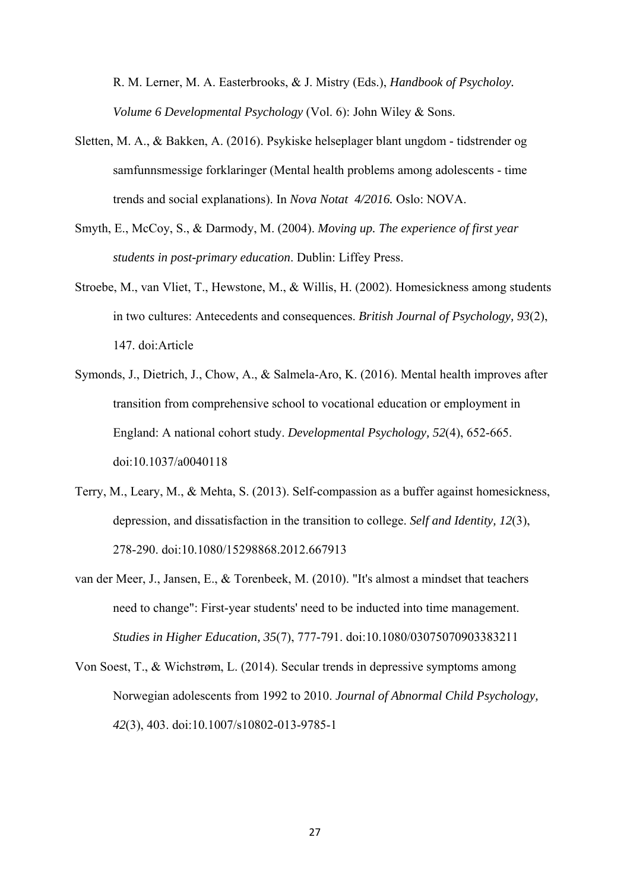R. M. Lerner, M. A. Easterbrooks, & J. Mistry (Eds.), *Handbook of Psycholoy. Volume 6 Developmental Psychology* (Vol. 6): John Wiley & Sons.

Sletten, M. A., & Bakken, A. (2016). Psykiske helseplager blant ungdom - tidstrender og samfunnsmessige forklaringer (Mental health problems among adolescents - time trends and social explanations). In *Nova Notat 4/2016.* Oslo: NOVA.

Smyth, E., McCoy, S., & Darmody, M. (2004). *Moving up. The experience of first year students in post-primary education*. Dublin: Liffey Press.

Stroebe, M., van Vliet, T., Hewstone, M., & Willis, H. (2002). Homesickness among students in two cultures: Antecedents and consequences. *British Journal of Psychology, 93*(2), 147. doi:Article

Symonds, J., Dietrich, J., Chow, A., & Salmela-Aro, K. (2016). Mental health improves after transition from comprehensive school to vocational education or employment in England: A national cohort study. *Developmental Psychology, 52*(4), 652-665. doi:10.1037/a0040118

Terry, M., Leary, M., & Mehta, S. (2013). Self-compassion as a buffer against homesickness, depression, and dissatisfaction in the transition to college. *Self and Identity, 12*(3), 278-290. doi:10.1080/15298868.2012.667913

van der Meer, J., Jansen, E., & Torenbeek, M. (2010). "It's almost a mindset that teachers need to change": First-year students' need to be inducted into time management. *Studies in Higher Education, 35*(7), 777-791. doi:10.1080/03075070903383211

Von Soest, T., & Wichstrøm, L. (2014). Secular trends in depressive symptoms among Norwegian adolescents from 1992 to 2010. *Journal of Abnormal Child Psychology, 42*(3), 403. doi:10.1007/s10802-013-9785-1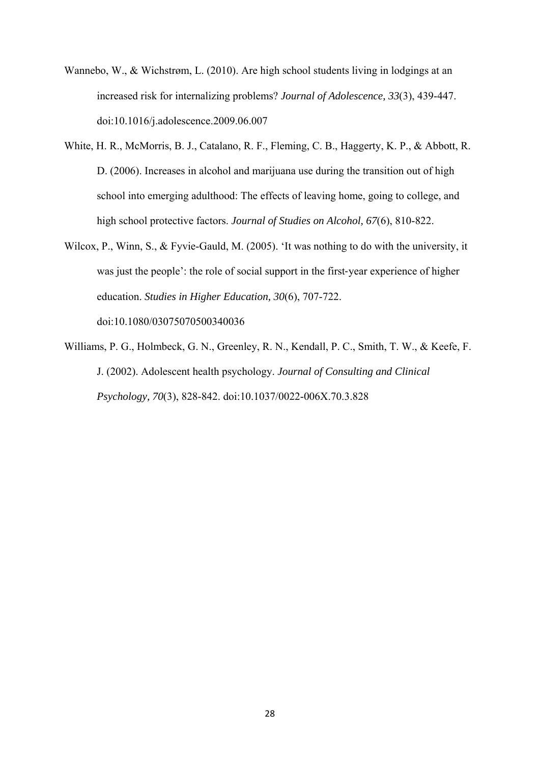Wannebo, W., & Wichstrøm, L. (2010). Are high school students living in lodgings at an increased risk for internalizing problems? *Journal of Adolescence, 33*(3), 439-447. doi:10.1016/j.adolescence.2009.06.007

White, H. R., McMorris, B. J., Catalano, R. F., Fleming, C. B., Haggerty, K. P., & Abbott, R. D. (2006). Increases in alcohol and marijuana use during the transition out of high school into emerging adulthood: The effects of leaving home, going to college, and high school protective factors. *Journal of Studies on Alcohol, 67*(6), 810-822.

Wilcox, P., Winn, S., & Fyvie-Gauld, M. (2005). 'It was nothing to do with the university, it was just the people': the role of social support in the first-year experience of higher education. *Studies in Higher Education, 30*(6), 707-722. doi:10.1080/03075070500340036

Williams, P. G., Holmbeck, G. N., Greenley, R. N., Kendall, P. C., Smith, T. W., & Keefe, F. J. (2002). Adolescent health psychology. *Journal of Consulting and Clinical Psychology, 70*(3), 828-842. doi:10.1037/0022-006X.70.3.828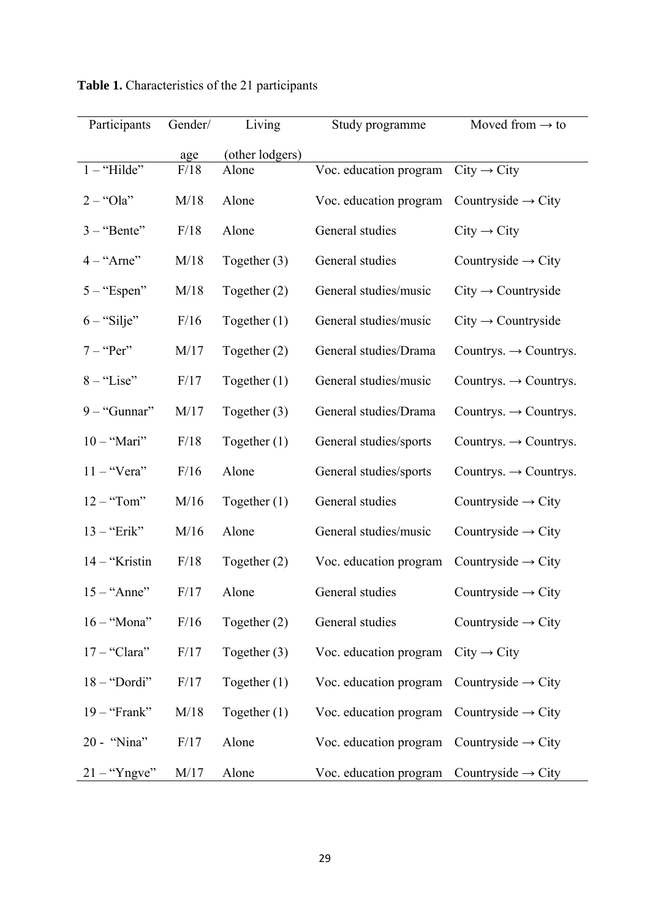**Table 1.** Characteristics of the 21 participants

| Participants | Gender/ age | Living (other lodgers) | Study programme | Moved from → to |
|---|---|---|---|---|
| 1 – "Hilde" | F/18 | Alone | Voc. education program | City → City |
| 2 – "Ola" | M/18 | Alone | Voc. education program | Countryside → City |
| 3 – "Bente" | F/18 | Alone | General studies | City → City |
| 4 – "Arne" | M/18 | Together (3) | General studies | Countryside → City |
| 5 – "Espen" | M/18 | Together (2) | General studies/music | City → Countryside |
| 6 – "Silje" | F/16 | Together (1) | General studies/music | City → Countryside |
| 7 – "Per" | M/17 | Together (2) | General studies/Drama | Countrys. → Countrys. |
| 8 – "Lise" | F/17 | Together (1) | General studies/music | Countrys. → Countrys. |
| 9 – "Gunnar" | M/17 | Together (3) | General studies/Drama | Countrys. → Countrys. |
| 10 – "Mari" | F/18 | Together (1) | General studies/sports | Countrys. → Countrys. |
| 11 – "Vera" | F/16 | Alone | General studies/sports | Countrys. → Countrys. |
| 12 – "Tom" | M/16 | Together (1) | General studies | Countryside → City |
| 13 – "Erik" | M/16 | Alone | General studies/music | Countryside → City |
| 14 – "Kristin | F/18 | Together (2) | Voc. education program | Countryside → City |
| 15 – "Anne" | F/17 | Alone | General studies | Countryside → City |
| 16 – "Mona" | F/16 | Together (2) | General studies | Countryside → City |
| 17 – "Clara" | F/17 | Together (3) | Voc. education program | City → City |
| 18 – "Dordi" | F/17 | Together (1) | Voc. education program | Countryside → City |
| 19 – "Frank" | M/18 | Together (1) | Voc. education program | Countryside → City |
| 20 - "Nina" | F/17 | Alone | Voc. education program | Countryside → City |
| 21 – "Yngve" | M/17 | Alone | Voc. education program | Countryside → City |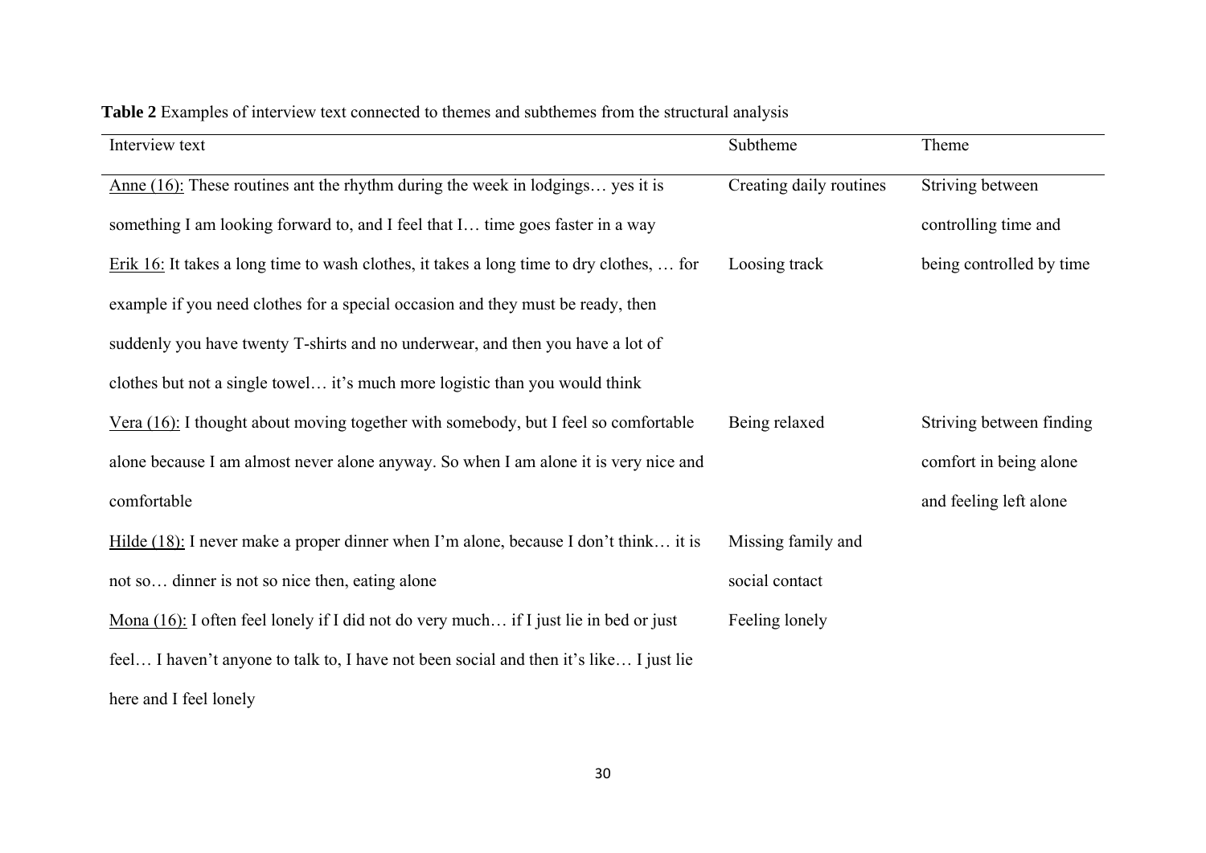**Table 2** Examples of interview text connected to themes and subthemes from the structural analysis

| Interview text | Subtheme | Theme |
|---|---|---|
| Anne (16): These routines ant the rhythm during the week in lodgings… yes it is something I am looking forward to, and I feel that I… time goes faster in a way | Creating daily routines | Striving between controlling time and being controlled by time |
| Erik 16: It takes a long time to wash clothes, it takes a long time to dry clothes, … for example if you need clothes for a special occasion and they must be ready, then suddenly you have twenty T-shirts and no underwear, and then you have a lot of clothes but not a single towel… it's much more logistic than you would think | Loosing track | |
| Vera (16): I thought about moving together with somebody, but I feel so comfortable alone because I am almost never alone anyway. So when I am alone it is very nice and comfortable | Being relaxed | Striving between finding comfort in being alone and feeling left alone |
| Hilde (18): I never make a proper dinner when I'm alone, because I don't think… it is not so… dinner is not so nice then, eating alone | Missing family and social contact | |
| Mona (16): I often feel lonely if I did not do very much… if I just lie in bed or just feel… I haven't anyone to talk to, I have not been social and then it's like… I just lie here and I feel lonely | Feeling lonely | |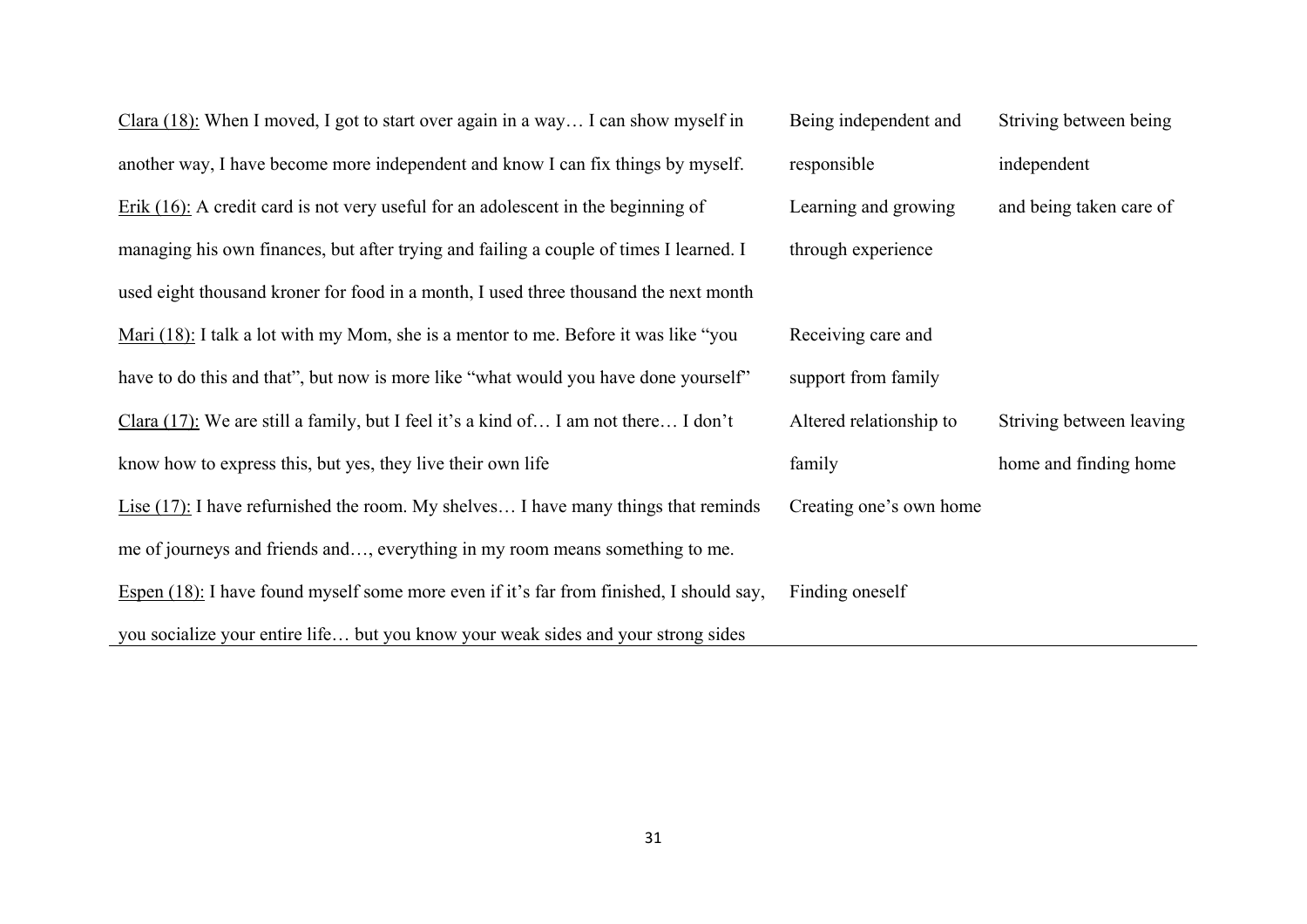| | | |
|---|---|---|
| Clara (18): When I moved, I got to start over again in a way… I can show myself in another way, I have become more independent and know I can fix things by myself. | Being independent and responsible | Striving between being independent and being taken care of |
| Erik (16): A credit card is not very useful for an adolescent in the beginning of managing his own finances, but after trying and failing a couple of times I learned. I used eight thousand kroner for food in a month, I used three thousand the next month | Learning and growing through experience | |
| Mari (18): I talk a lot with my Mom, she is a mentor to me. Before it was like "you have to do this and that", but now is more like "what would you have done yourself" | Receiving care and support from family | |
| Clara (17): We are still a family, but I feel it's a kind of… I am not there… I don't know how to express this, but yes, they live their own life | Altered relationship to family | Striving between leaving home and finding home |
| Lise (17): I have refurnished the room. My shelves… I have many things that reminds me of journeys and friends and…, everything in my room means something to me. | Creating one's own home | |
| Espen (18): I have found myself some more even if it's far from finished, I should say, you socialize your entire life… but you know your weak sides and your strong sides | Finding oneself | |